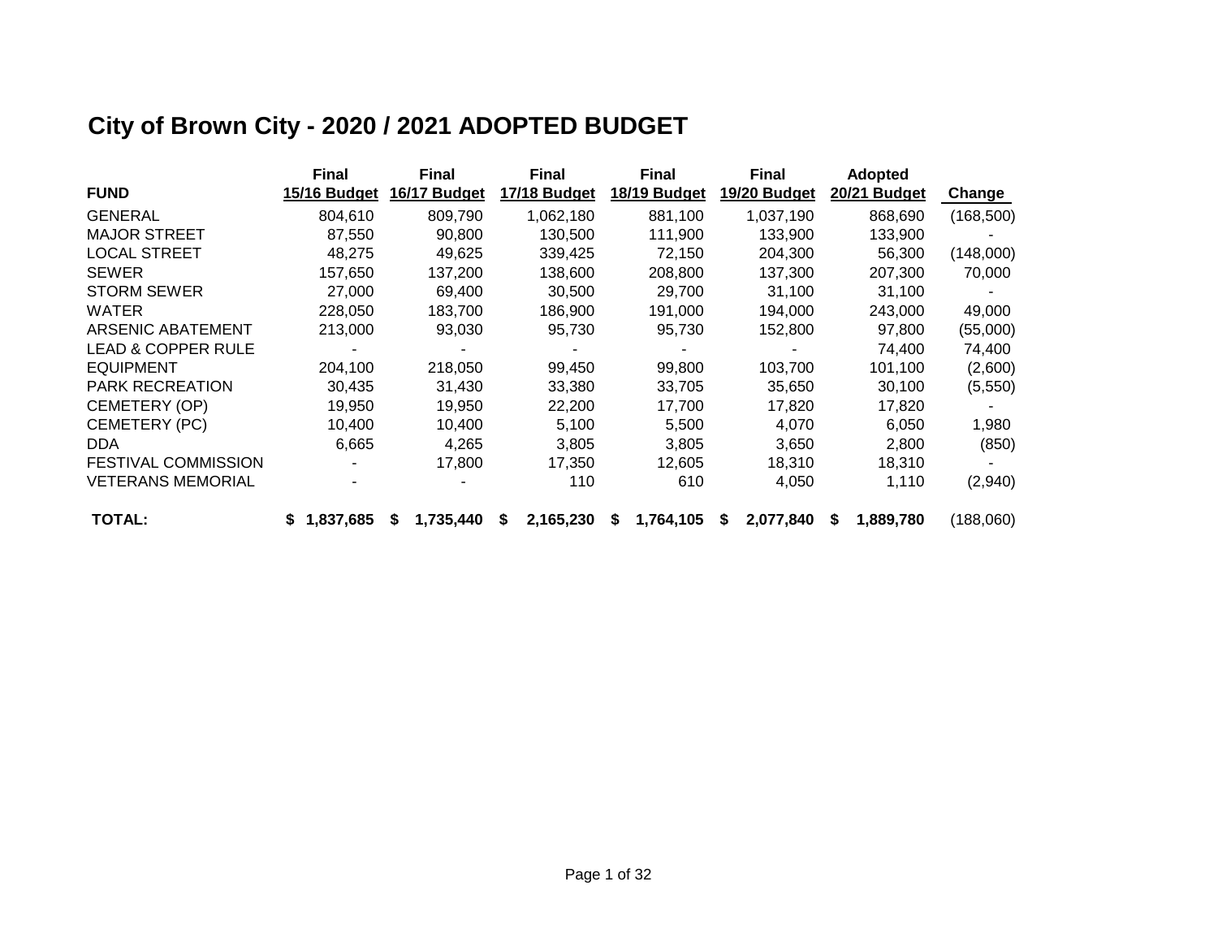# City of Brown City - 2020 / 2021 ADOPTED BUDGET

| FUND | Final 15/16 Budget | Final 16/17 Budget | Final 17/18 Budget | Final 18/19 Budget | Final 19/20 Budget | Adopted 20/21 Budget | Change |
|---|---|---|---|---|---|---|---|
| GENERAL | 804,610 | 809,790 | 1,062,180 | 881,100 | 1,037,190 | 868,690 | (168,500) |
| MAJOR STREET | 87,550 | 90,800 | 130,500 | 111,900 | 133,900 | 133,900 | - |
| LOCAL STREET | 48,275 | 49,625 | 339,425 | 72,150 | 204,300 | 56,300 | (148,000) |
| SEWER | 157,650 | 137,200 | 138,600 | 208,800 | 137,300 | 207,300 | 70,000 |
| STORM SEWER | 27,000 | 69,400 | 30,500 | 29,700 | 31,100 | 31,100 | - |
| WATER | 228,050 | 183,700 | 186,900 | 191,000 | 194,000 | 243,000 | 49,000 |
| ARSENIC ABATEMENT | 213,000 | 93,030 | 95,730 | 95,730 | 152,800 | 97,800 | (55,000) |
| LEAD & COPPER RULE | - | - | - | - | - | 74,400 | 74,400 |
| EQUIPMENT | 204,100 | 218,050 | 99,450 | 99,800 | 103,700 | 101,100 | (2,600) |
| PARK RECREATION | 30,435 | 31,430 | 33,380 | 33,705 | 35,650 | 30,100 | (5,550) |
| CEMETERY (OP) | 19,950 | 19,950 | 22,200 | 17,700 | 17,820 | 17,820 | - |
| CEMETERY (PC) | 10,400 | 10,400 | 5,100 | 5,500 | 4,070 | 6,050 | 1,980 |
| DDA | 6,665 | 4,265 | 3,805 | 3,805 | 3,650 | 2,800 | (850) |
| FESTIVAL COMMISSION | - | 17,800 | 17,350 | 12,605 | 18,310 | 18,310 | - |
| VETERANS MEMORIAL | - | - | 110 | 610 | 4,050 | 1,110 | (2,940) |
| **TOTAL:** | **$ 1,837,685** | **$ 1,735,440** | **$ 2,165,230** | **$ 1,764,105** | **$ 2,077,840** | **$ 1,889,780** | (188,060) |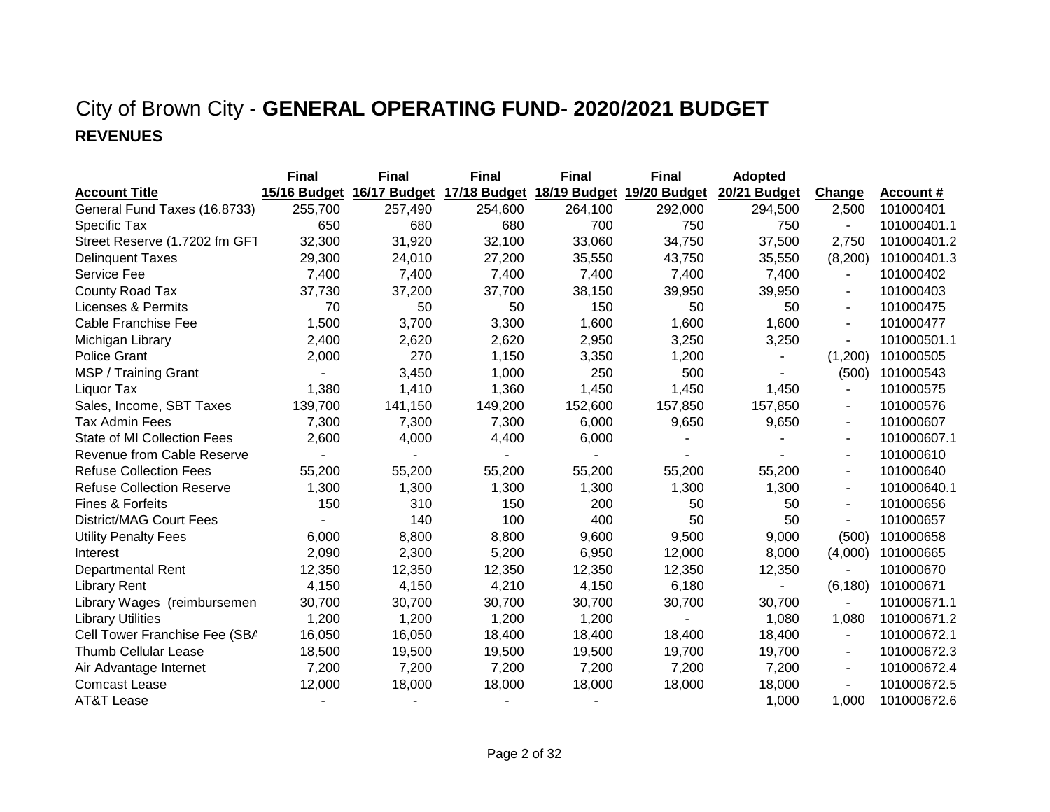# City of Brown City - **GENERAL OPERATING FUND- 2020/2021 BUDGET**

## REVENUES

| Account Title | Final 15/16 Budget | Final 16/17 Budget | Final 17/18 Budget | Final 18/19 Budget | Final 19/20 Budget | Adopted 20/21 Budget | Change | Account # |
|---|---|---|---|---|---|---|---|---|
| General Fund Taxes (16.8733) | 255,700 | 257,490 | 254,600 | 264,100 | 292,000 | 294,500 | 2,500 | 101000401 |
| Specific Tax | 650 | 680 | 680 | 700 | 750 | 750 | - | 101000401.1 |
| Street Reserve (1.7202 fm GFT | 32,300 | 31,920 | 32,100 | 33,060 | 34,750 | 37,500 | 2,750 | 101000401.2 |
| Delinquent Taxes | 29,300 | 24,010 | 27,200 | 35,550 | 43,750 | 35,550 | (8,200) | 101000401.3 |
| Service Fee | 7,400 | 7,400 | 7,400 | 7,400 | 7,400 | 7,400 | - | 101000402 |
| County Road Tax | 37,730 | 37,200 | 37,700 | 38,150 | 39,950 | 39,950 | - | 101000403 |
| Licenses & Permits | 70 | 50 | 50 | 150 | 50 | 50 | - | 101000475 |
| Cable Franchise Fee | 1,500 | 3,700 | 3,300 | 1,600 | 1,600 | 1,600 | - | 101000477 |
| Michigan Library | 2,400 | 2,620 | 2,620 | 2,950 | 3,250 | 3,250 | - | 101000501.1 |
| Police Grant | 2,000 | 270 | 1,150 | 3,350 | 1,200 | - | (1,200) | 101000505 |
| MSP / Training Grant | - | 3,450 | 1,000 | 250 | 500 | - | (500) | 101000543 |
| Liquor Tax | 1,380 | 1,410 | 1,360 | 1,450 | 1,450 | 1,450 | - | 101000575 |
| Sales, Income, SBT Taxes | 139,700 | 141,150 | 149,200 | 152,600 | 157,850 | 157,850 | - | 101000576 |
| Tax Admin Fees | 7,300 | 7,300 | 7,300 | 6,000 | 9,650 | 9,650 | - | 101000607 |
| State of MI Collection Fees | 2,600 | 4,000 | 4,400 | 6,000 | - | - | - | 101000607.1 |
| Revenue from Cable Reserve | - | - | - | - | - | - | - | 101000610 |
| Refuse Collection Fees | 55,200 | 55,200 | 55,200 | 55,200 | 55,200 | 55,200 | - | 101000640 |
| Refuse Collection Reserve | 1,300 | 1,300 | 1,300 | 1,300 | 1,300 | 1,300 | - | 101000640.1 |
| Fines & Forfeits | 150 | 310 | 150 | 200 | 50 | 50 | - | 101000656 |
| District/MAG Court Fees | - | 140 | 100 | 400 | 50 | 50 | - | 101000657 |
| Utility Penalty Fees | 6,000 | 8,800 | 8,800 | 9,600 | 9,500 | 9,000 | (500) | 101000658 |
| Interest | 2,090 | 2,300 | 5,200 | 6,950 | 12,000 | 8,000 | (4,000) | 101000665 |
| Departmental Rent | 12,350 | 12,350 | 12,350 | 12,350 | 12,350 | 12,350 | - | 101000670 |
| Library Rent | 4,150 | 4,150 | 4,210 | 4,150 | 6,180 | - | (6,180) | 101000671 |
| Library Wages (reimbursemen | 30,700 | 30,700 | 30,700 | 30,700 | 30,700 | 30,700 | - | 101000671.1 |
| Library Utilities | 1,200 | 1,200 | 1,200 | 1,200 | - | 1,080 | 1,080 | 101000671.2 |
| Cell Tower Franchise Fee (SBA | 16,050 | 16,050 | 18,400 | 18,400 | 18,400 | 18,400 | - | 101000672.1 |
| Thumb Cellular Lease | 18,500 | 19,500 | 19,500 | 19,500 | 19,700 | 19,700 | - | 101000672.3 |
| Air Advantage Internet | 7,200 | 7,200 | 7,200 | 7,200 | 7,200 | 7,200 | - | 101000672.4 |
| Comcast Lease | 12,000 | 18,000 | 18,000 | 18,000 | 18,000 | 18,000 | - | 101000672.5 |
| AT&T Lease | - | - | - | - | | 1,000 | 1,000 | 101000672.6 |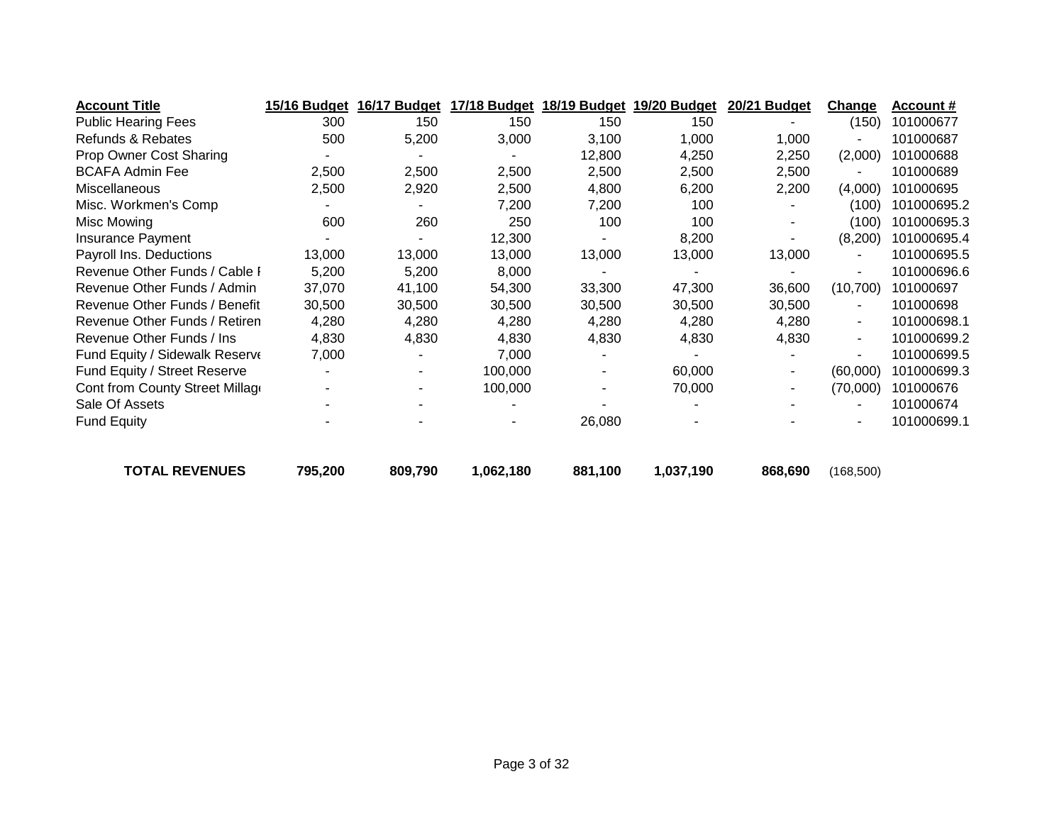| Account Title | 15/16 Budget | 16/17 Budget | 17/18 Budget | 18/19 Budget | 19/20 Budget | 20/21 Budget | Change | Account # |
|---|---|---|---|---|---|---|---|---|
| Public Hearing Fees | 300 | 150 | 150 | 150 | 150 | - | (150) | 101000677 |
| Refunds & Rebates | 500 | 5,200 | 3,000 | 3,100 | 1,000 | 1,000 | - | 101000687 |
| Prop Owner Cost Sharing | - | - | - | 12,800 | 4,250 | 2,250 | (2,000) | 101000688 |
| BCAFA Admin Fee | 2,500 | 2,500 | 2,500 | 2,500 | 2,500 | 2,500 | - | 101000689 |
| Miscellaneous | 2,500 | 2,920 | 2,500 | 4,800 | 6,200 | 2,200 | (4,000) | 101000695 |
| Misc. Workmen's Comp | - | - | 7,200 | 7,200 | 100 | - | (100) | 101000695.2 |
| Misc Mowing | 600 | 260 | 250 | 100 | 100 | - | (100) | 101000695.3 |
| Insurance Payment | - | - | 12,300 | - | 8,200 | - | (8,200) | 101000695.4 |
| Payroll Ins. Deductions | 13,000 | 13,000 | 13,000 | 13,000 | 13,000 | 13,000 | - | 101000695.5 |
| Revenue Other Funds / Cable F | 5,200 | 5,200 | 8,000 | - | - | - | - | 101000696.6 |
| Revenue Other Funds / Admin | 37,070 | 41,100 | 54,300 | 33,300 | 47,300 | 36,600 | (10,700) | 101000697 |
| Revenue Other Funds / Benefit | 30,500 | 30,500 | 30,500 | 30,500 | 30,500 | 30,500 | - | 101000698 |
| Revenue Other Funds / Retiren | 4,280 | 4,280 | 4,280 | 4,280 | 4,280 | 4,280 | - | 101000698.1 |
| Revenue Other Funds / Ins | 4,830 | 4,830 | 4,830 | 4,830 | 4,830 | 4,830 | - | 101000699.2 |
| Fund Equity / Sidewalk Reserve | 7,000 | - | 7,000 | - | - | - | - | 101000699.5 |
| Fund Equity / Street Reserve | - | - | 100,000 | - | 60,000 | - | (60,000) | 101000699.3 |
| Cont from County Street Millage | - | - | 100,000 | - | 70,000 | - | (70,000) | 101000676 |
| Sale Of Assets | - | - | - | - | - | - | - | 101000674 |
| Fund Equity | - | - | - | 26,080 | - | - | - | 101000699.1 |
| **TOTAL REVENUES** | **795,200** | **809,790** | **1,062,180** | **881,100** | **1,037,190** | **868,690** | (168,500) | |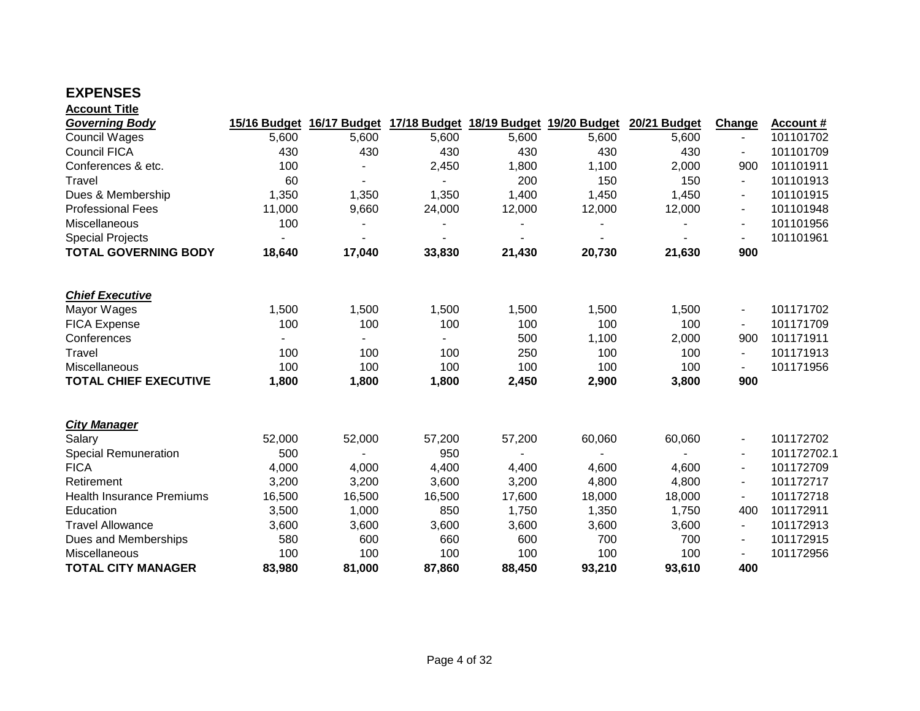## EXPENSES

| Account Title | 15/16 Budget | 16/17 Budget | 17/18 Budget | 18/19 Budget | 19/20 Budget | 20/21 Budget | Change | Account # |
|---|---|---|---|---|---|---|---|---|
| ***Governing Body*** | | | | | | | | |
| Council Wages | 5,600 | 5,600 | 5,600 | 5,600 | 5,600 | 5,600 | - | 101101702 |
| Council FICA | 430 | 430 | 430 | 430 | 430 | 430 | - | 101101709 |
| Conferences & etc. | 100 | - | 2,450 | 1,800 | 1,100 | 2,000 | 900 | 101101911 |
| Travel | 60 | - | - | 200 | 150 | 150 | - | 101101913 |
| Dues & Membership | 1,350 | 1,350 | 1,350 | 1,400 | 1,450 | 1,450 | - | 101101915 |
| Professional Fees | 11,000 | 9,660 | 24,000 | 12,000 | 12,000 | 12,000 | - | 101101948 |
| Miscellaneous | 100 | - | - | - | - | - | - | 101101956 |
| Special Projects | - | - | - | - | - | - | - | 101101961 |
| **TOTAL GOVERNING BODY** | **18,640** | **17,040** | **33,830** | **21,430** | **20,730** | **21,630** | **900** | |
| | | | | | | | | |
| ***Chief Executive*** | | | | | | | | |
| Mayor Wages | 1,500 | 1,500 | 1,500 | 1,500 | 1,500 | 1,500 | - | 101171702 |
| FICA Expense | 100 | 100 | 100 | 100 | 100 | 100 | - | 101171709 |
| Conferences | - | - | - | 500 | 1,100 | 2,000 | 900 | 101171911 |
| Travel | 100 | 100 | 100 | 250 | 100 | 100 | - | 101171913 |
| Miscellaneous | 100 | 100 | 100 | 100 | 100 | 100 | - | 101171956 |
| **TOTAL CHIEF EXECUTIVE** | **1,800** | **1,800** | **1,800** | **2,450** | **2,900** | **3,800** | **900** | |
| | | | | | | | | |
| ***City Manager*** | | | | | | | | |
| Salary | 52,000 | 52,000 | 57,200 | 57,200 | 60,060 | 60,060 | - | 101172702 |
| Special Remuneration | 500 | - | 950 | - | - | - | - | 101172702.1 |
| FICA | 4,000 | 4,000 | 4,400 | 4,400 | 4,600 | 4,600 | - | 101172709 |
| Retirement | 3,200 | 3,200 | 3,600 | 3,200 | 4,800 | 4,800 | - | 101172717 |
| Health Insurance Premiums | 16,500 | 16,500 | 16,500 | 17,600 | 18,000 | 18,000 | - | 101172718 |
| Education | 3,500 | 1,000 | 850 | 1,750 | 1,350 | 1,750 | 400 | 101172911 |
| Travel Allowance | 3,600 | 3,600 | 3,600 | 3,600 | 3,600 | 3,600 | - | 101172913 |
| Dues and Memberships | 580 | 600 | 660 | 600 | 700 | 700 | - | 101172915 |
| Miscellaneous | 100 | 100 | 100 | 100 | 100 | 100 | - | 101172956 |
| **TOTAL CITY MANAGER** | **83,980** | **81,000** | **87,860** | **88,450** | **93,210** | **93,610** | **400** | |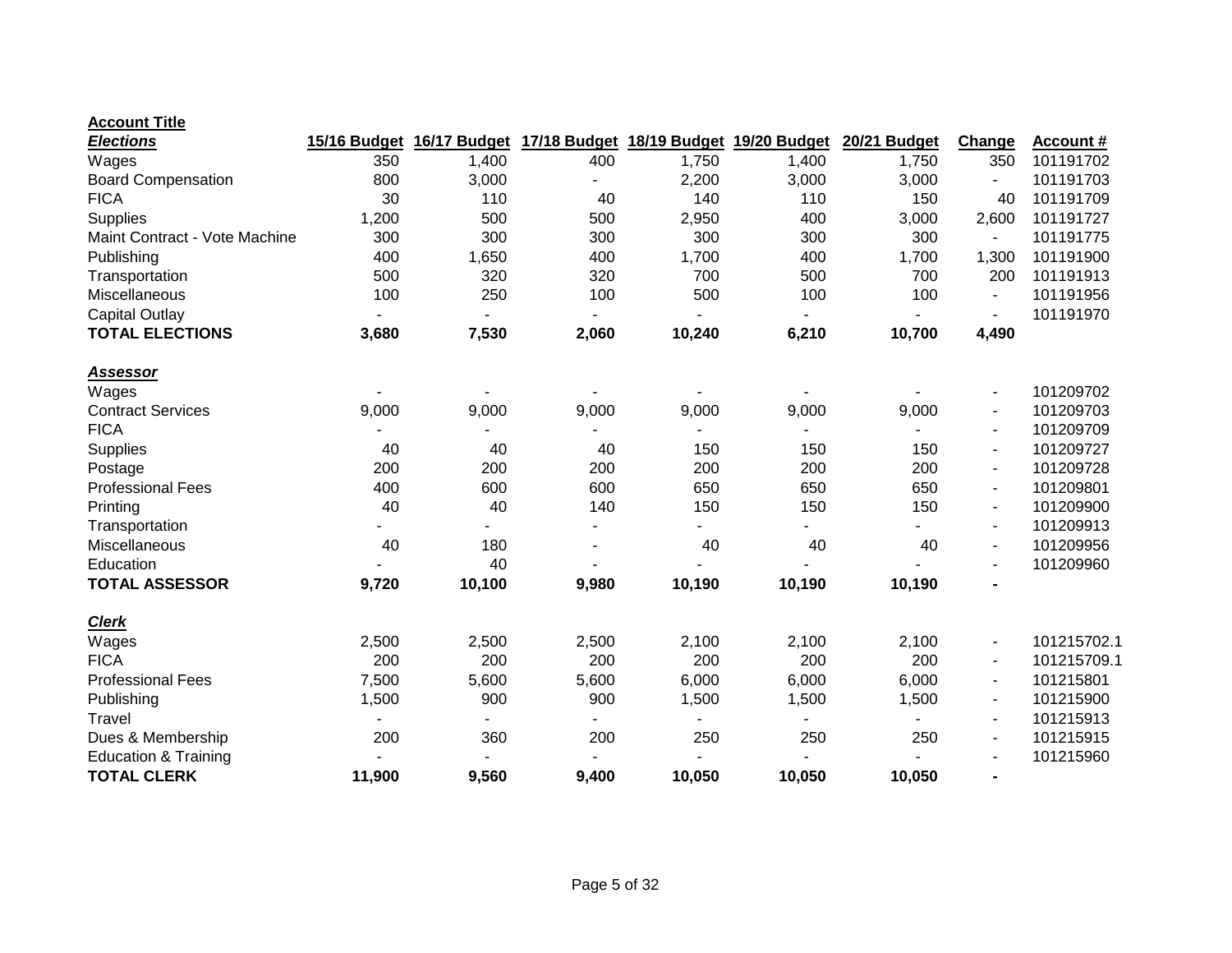| **Account Title** | | | | | | | | |
|---|---|---|---|---|---|---|---|---|
| ***Elections*** | **15/16 Budget** | **16/17 Budget** | **17/18 Budget** | **18/19 Budget** | **19/20 Budget** | **20/21 Budget** | **Change** | **Account #** |
| Wages | 350 | 1,400 | 400 | 1,750 | 1,400 | 1,750 | 350 | 101191702 |
| Board Compensation | 800 | 3,000 | - | 2,200 | 3,000 | 3,000 | - | 101191703 |
| FICA | 30 | 110 | 40 | 140 | 110 | 150 | 40 | 101191709 |
| Supplies | 1,200 | 500 | 500 | 2,950 | 400 | 3,000 | 2,600 | 101191727 |
| Maint Contract - Vote Machine | 300 | 300 | 300 | 300 | 300 | 300 | - | 101191775 |
| Publishing | 400 | 1,650 | 400 | 1,700 | 400 | 1,700 | 1,300 | 101191900 |
| Transportation | 500 | 320 | 320 | 700 | 500 | 700 | 200 | 101191913 |
| Miscellaneous | 100 | 250 | 100 | 500 | 100 | 100 | - | 101191956 |
| Capital Outlay | - | - | - | - | - | - | - | 101191970 |
| **TOTAL ELECTIONS** | **3,680** | **7,530** | **2,060** | **10,240** | **6,210** | **10,700** | **4,490** | |
| | | | | | | | | |
| ***Assessor*** | | | | | | | | |
| Wages | - | - | - | - | - | - | - | 101209702 |
| Contract Services | 9,000 | 9,000 | 9,000 | 9,000 | 9,000 | 9,000 | - | 101209703 |
| FICA | - | - | - | - | - | - | - | 101209709 |
| Supplies | 40 | 40 | 40 | 150 | 150 | 150 | - | 101209727 |
| Postage | 200 | 200 | 200 | 200 | 200 | 200 | - | 101209728 |
| Professional Fees | 400 | 600 | 600 | 650 | 650 | 650 | - | 101209801 |
| Printing | 40 | 40 | 140 | 150 | 150 | 150 | - | 101209900 |
| Transportation | - | - | - | - | - | - | - | 101209913 |
| Miscellaneous | 40 | 180 | - | 40 | 40 | 40 | - | 101209956 |
| Education | - | 40 | - | - | - | - | - | 101209960 |
| **TOTAL ASSESSOR** | **9,720** | **10,100** | **9,980** | **10,190** | **10,190** | **10,190** | **-** | |
| | | | | | | | | |
| ***Clerk*** | | | | | | | | |
| Wages | 2,500 | 2,500 | 2,500 | 2,100 | 2,100 | 2,100 | - | 101215702.1 |
| FICA | 200 | 200 | 200 | 200 | 200 | 200 | - | 101215709.1 |
| Professional Fees | 7,500 | 5,600 | 5,600 | 6,000 | 6,000 | 6,000 | - | 101215801 |
| Publishing | 1,500 | 900 | 900 | 1,500 | 1,500 | 1,500 | - | 101215900 |
| Travel | - | - | - | - | - | - | - | 101215913 |
| Dues & Membership | 200 | 360 | 200 | 250 | 250 | 250 | - | 101215915 |
| Education & Training | - | - | - | - | - | - | - | 101215960 |
| **TOTAL CLERK** | **11,900** | **9,560** | **9,400** | **10,050** | **10,050** | **10,050** | **-** | |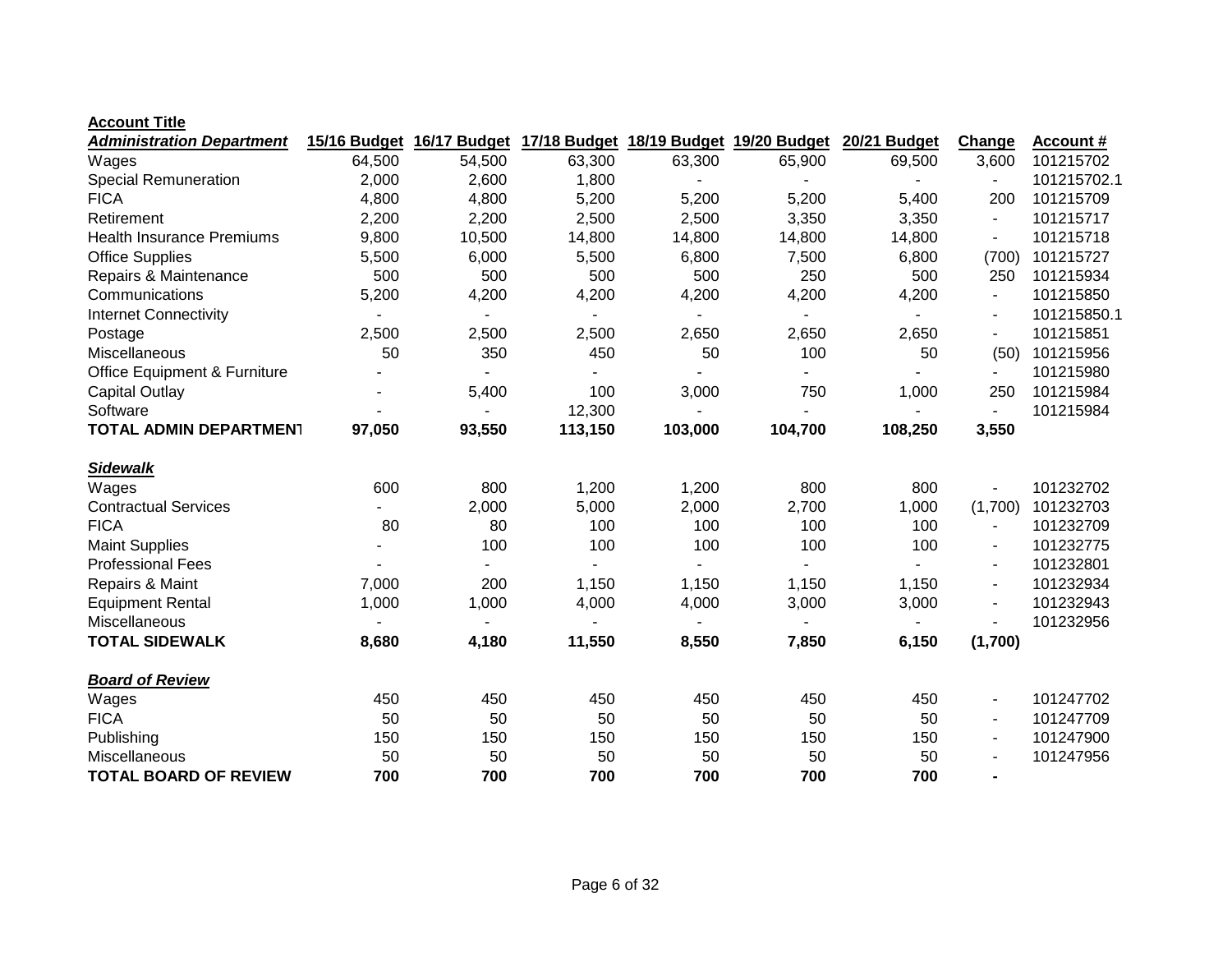| Account Title | | | | | | | | |
|---|---|---|---|---|---|---|---|---|
| ***Administration Department*** | **15/16 Budget** | **16/17 Budget** | **17/18 Budget** | **18/19 Budget** | **19/20 Budget** | **20/21 Budget** | **Change** | **Account #** |
| Wages | 64,500 | 54,500 | 63,300 | 63,300 | 65,900 | 69,500 | 3,600 | 101215702 |
| Special Remuneration | 2,000 | 2,600 | 1,800 | - | - | - | - | 101215702.1 |
| FICA | 4,800 | 4,800 | 5,200 | 5,200 | 5,200 | 5,400 | 200 | 101215709 |
| Retirement | 2,200 | 2,200 | 2,500 | 2,500 | 3,350 | 3,350 | - | 101215717 |
| Health Insurance Premiums | 9,800 | 10,500 | 14,800 | 14,800 | 14,800 | 14,800 | - | 101215718 |
| Office Supplies | 5,500 | 6,000 | 5,500 | 6,800 | 7,500 | 6,800 | (700) | 101215727 |
| Repairs & Maintenance | 500 | 500 | 500 | 500 | 250 | 500 | 250 | 101215934 |
| Communications | 5,200 | 4,200 | 4,200 | 4,200 | 4,200 | 4,200 | - | 101215850 |
| Internet Connectivity | - | - | - | - | - | - | - | 101215850.1 |
| Postage | 2,500 | 2,500 | 2,500 | 2,650 | 2,650 | 2,650 | - | 101215851 |
| Miscellaneous | 50 | 350 | 450 | 50 | 100 | 50 | (50) | 101215956 |
| Office Equipment & Furniture | - | - | - | - | - | - | - | 101215980 |
| Capital Outlay | - | 5,400 | 100 | 3,000 | 750 | 1,000 | 250 | 101215984 |
| Software | - | - | 12,300 | - | - | - | - | 101215984 |
| **TOTAL ADMIN DEPARTMENT** | **97,050** | **93,550** | **113,150** | **103,000** | **104,700** | **108,250** | **3,550** | |
| | | | | | | | | |
| ***Sidewalk*** | | | | | | | | |
| Wages | 600 | 800 | 1,200 | 1,200 | 800 | 800 | - | 101232702 |
| Contractual Services | - | 2,000 | 5,000 | 2,000 | 2,700 | 1,000 | (1,700) | 101232703 |
| FICA | 80 | 80 | 100 | 100 | 100 | 100 | - | 101232709 |
| Maint Supplies | - | 100 | 100 | 100 | 100 | 100 | - | 101232775 |
| Professional Fees | - | - | - | - | - | - | - | 101232801 |
| Repairs & Maint | 7,000 | 200 | 1,150 | 1,150 | 1,150 | 1,150 | - | 101232934 |
| Equipment Rental | 1,000 | 1,000 | 4,000 | 4,000 | 3,000 | 3,000 | - | 101232943 |
| Miscellaneous | - | - | - | - | - | - | - | 101232956 |
| **TOTAL SIDEWALK** | **8,680** | **4,180** | **11,550** | **8,550** | **7,850** | **6,150** | **(1,700)** | |
| | | | | | | | | |
| ***Board of Review*** | | | | | | | | |
| Wages | 450 | 450 | 450 | 450 | 450 | 450 | - | 101247702 |
| FICA | 50 | 50 | 50 | 50 | 50 | 50 | - | 101247709 |
| Publishing | 150 | 150 | 150 | 150 | 150 | 150 | - | 101247900 |
| Miscellaneous | 50 | 50 | 50 | 50 | 50 | 50 | - | 101247956 |
| **TOTAL BOARD OF REVIEW** | **700** | **700** | **700** | **700** | **700** | **700** | **-** | |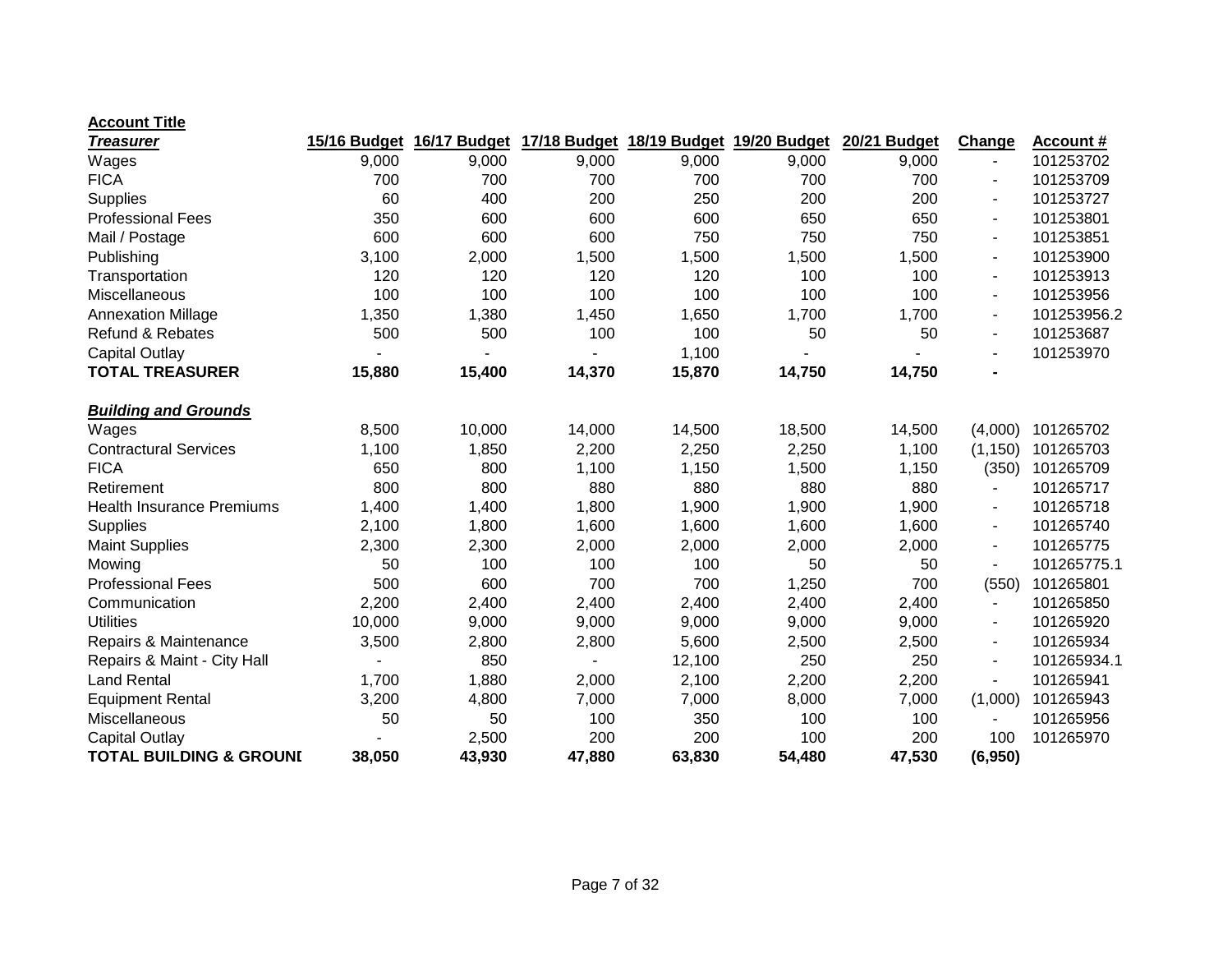| **Account Title** | | | | | | | | |
|---|---|---|---|---|---|---|---|---|
| ***Treasurer*** | **15/16 Budget** | **16/17 Budget** | **17/18 Budget** | **18/19 Budget** | **19/20 Budget** | **20/21 Budget** | **Change** | **Account #** |
| Wages | 9,000 | 9,000 | 9,000 | 9,000 | 9,000 | 9,000 | - | 101253702 |
| FICA | 700 | 700 | 700 | 700 | 700 | 700 | - | 101253709 |
| Supplies | 60 | 400 | 200 | 250 | 200 | 200 | - | 101253727 |
| Professional Fees | 350 | 600 | 600 | 600 | 650 | 650 | - | 101253801 |
| Mail / Postage | 600 | 600 | 600 | 750 | 750 | 750 | - | 101253851 |
| Publishing | 3,100 | 2,000 | 1,500 | 1,500 | 1,500 | 1,500 | - | 101253900 |
| Transportation | 120 | 120 | 120 | 120 | 100 | 100 | - | 101253913 |
| Miscellaneous | 100 | 100 | 100 | 100 | 100 | 100 | - | 101253956 |
| Annexation Millage | 1,350 | 1,380 | 1,450 | 1,650 | 1,700 | 1,700 | - | 101253956.2 |
| Refund & Rebates | 500 | 500 | 100 | 100 | 50 | 50 | - | 101253687 |
| Capital Outlay | - | - | - | 1,100 | - | - | - | 101253970 |
| **TOTAL TREASURER** | **15,880** | **15,400** | **14,370** | **15,870** | **14,750** | **14,750** | **-** | |
| | | | | | | | | |
| ***Building and Grounds*** | | | | | | | | |
| Wages | 8,500 | 10,000 | 14,000 | 14,500 | 18,500 | 14,500 | (4,000) | 101265702 |
| Contractural Services | 1,100 | 1,850 | 2,200 | 2,250 | 2,250 | 1,100 | (1,150) | 101265703 |
| FICA | 650 | 800 | 1,100 | 1,150 | 1,500 | 1,150 | (350) | 101265709 |
| Retirement | 800 | 800 | 880 | 880 | 880 | 880 | - | 101265717 |
| Health Insurance Premiums | 1,400 | 1,400 | 1,800 | 1,900 | 1,900 | 1,900 | - | 101265718 |
| Supplies | 2,100 | 1,800 | 1,600 | 1,600 | 1,600 | 1,600 | - | 101265740 |
| Maint Supplies | 2,300 | 2,300 | 2,000 | 2,000 | 2,000 | 2,000 | - | 101265775 |
| Mowing | 50 | 100 | 100 | 100 | 50 | 50 | - | 101265775.1 |
| Professional Fees | 500 | 600 | 700 | 700 | 1,250 | 700 | (550) | 101265801 |
| Communication | 2,200 | 2,400 | 2,400 | 2,400 | 2,400 | 2,400 | - | 101265850 |
| Utilities | 10,000 | 9,000 | 9,000 | 9,000 | 9,000 | 9,000 | - | 101265920 |
| Repairs & Maintenance | 3,500 | 2,800 | 2,800 | 5,600 | 2,500 | 2,500 | - | 101265934 |
| Repairs & Maint - City Hall | - | 850 | - | 12,100 | 250 | 250 | - | 101265934.1 |
| Land Rental | 1,700 | 1,880 | 2,000 | 2,100 | 2,200 | 2,200 | - | 101265941 |
| Equipment Rental | 3,200 | 4,800 | 7,000 | 7,000 | 8,000 | 7,000 | (1,000) | 101265943 |
| Miscellaneous | 50 | 50 | 100 | 350 | 100 | 100 | - | 101265956 |
| Capital Outlay | - | 2,500 | 200 | 200 | 100 | 200 | 100 | 101265970 |
| **TOTAL BUILDING & GROUNI** | **38,050** | **43,930** | **47,880** | **63,830** | **54,480** | **47,530** | **(6,950)** | |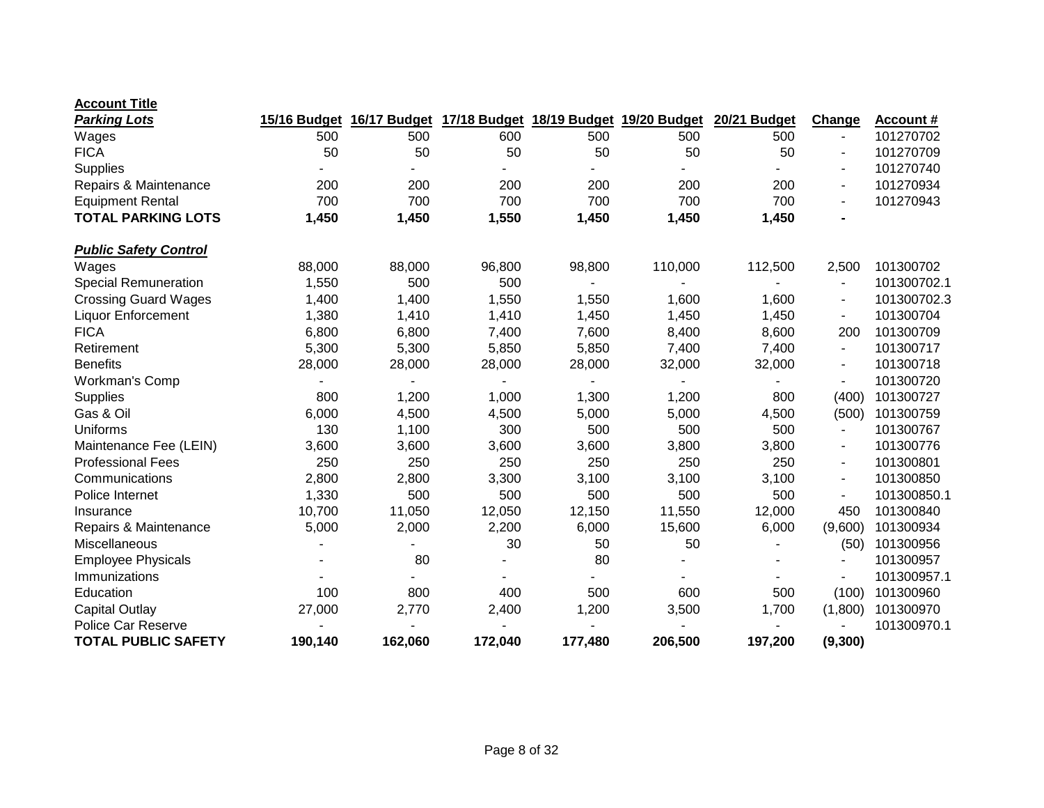| **Account Title** | | | | | | | | |
|---|---|---|---|---|---|---|---|---|
| ***Parking Lots*** | **15/16 Budget** | **16/17 Budget** | **17/18 Budget** | **18/19 Budget** | **19/20 Budget** | **20/21 Budget** | **Change** | **Account #** |
| Wages | 500 | 500 | 600 | 500 | 500 | 500 | - | 101270702 |
| FICA | 50 | 50 | 50 | 50 | 50 | 50 | - | 101270709 |
| Supplies | - | - | - | - | - | - | - | 101270740 |
| Repairs & Maintenance | 200 | 200 | 200 | 200 | 200 | 200 | - | 101270934 |
| Equipment Rental | 700 | 700 | 700 | 700 | 700 | 700 | - | 101270943 |
| **TOTAL PARKING LOTS** | **1,450** | **1,450** | **1,550** | **1,450** | **1,450** | **1,450** | **-** | |
| | | | | | | | | |
| ***Public Safety Control*** | | | | | | | | |
| Wages | 88,000 | 88,000 | 96,800 | 98,800 | 110,000 | 112,500 | 2,500 | 101300702 |
| Special Remuneration | 1,550 | 500 | 500 | - | - | - | - | 101300702.1 |
| Crossing Guard Wages | 1,400 | 1,400 | 1,550 | 1,550 | 1,600 | 1,600 | - | 101300702.3 |
| Liquor Enforcement | 1,380 | 1,410 | 1,410 | 1,450 | 1,450 | 1,450 | - | 101300704 |
| FICA | 6,800 | 6,800 | 7,400 | 7,600 | 8,400 | 8,600 | 200 | 101300709 |
| Retirement | 5,300 | 5,300 | 5,850 | 5,850 | 7,400 | 7,400 | - | 101300717 |
| Benefits | 28,000 | 28,000 | 28,000 | 28,000 | 32,000 | 32,000 | - | 101300718 |
| Workman's Comp | - | - | - | - | - | - | - | 101300720 |
| Supplies | 800 | 1,200 | 1,000 | 1,300 | 1,200 | 800 | (400) | 101300727 |
| Gas & Oil | 6,000 | 4,500 | 4,500 | 5,000 | 5,000 | 4,500 | (500) | 101300759 |
| Uniforms | 130 | 1,100 | 300 | 500 | 500 | 500 | - | 101300767 |
| Maintenance Fee (LEIN) | 3,600 | 3,600 | 3,600 | 3,600 | 3,800 | 3,800 | - | 101300776 |
| Professional Fees | 250 | 250 | 250 | 250 | 250 | 250 | - | 101300801 |
| Communications | 2,800 | 2,800 | 3,300 | 3,100 | 3,100 | 3,100 | - | 101300850 |
| Police Internet | 1,330 | 500 | 500 | 500 | 500 | 500 | - | 101300850.1 |
| Insurance | 10,700 | 11,050 | 12,050 | 12,150 | 11,550 | 12,000 | 450 | 101300840 |
| Repairs & Maintenance | 5,000 | 2,000 | 2,200 | 6,000 | 15,600 | 6,000 | (9,600) | 101300934 |
| Miscellaneous | - | - | 30 | 50 | 50 | - | (50) | 101300956 |
| Employee Physicals | - | 80 | - | 80 | - | - | - | 101300957 |
| Immunizations | - | - | - | - | - | - | - | 101300957.1 |
| Education | 100 | 800 | 400 | 500 | 600 | 500 | (100) | 101300960 |
| Capital Outlay | 27,000 | 2,770 | 2,400 | 1,200 | 3,500 | 1,700 | (1,800) | 101300970 |
| Police Car Reserve | - | - | - | - | - | - | - | 101300970.1 |
| **TOTAL PUBLIC SAFETY** | **190,140** | **162,060** | **172,040** | **177,480** | **206,500** | **197,200** | **(9,300)** | |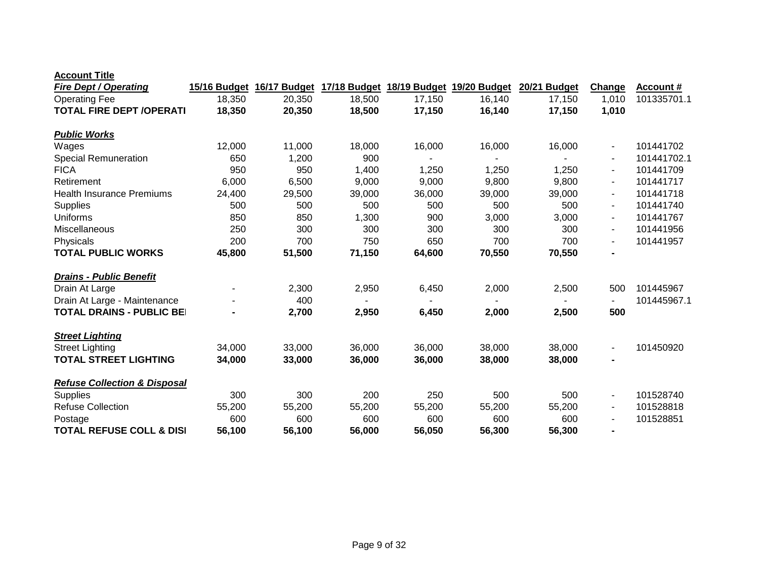| Account Title | | | | | | | | |
|---|---|---|---|---|---|---|---|---|
| ***Fire Dept / Operating*** | **15/16 Budget** | **16/17 Budget** | **17/18 Budget** | **18/19 Budget** | **19/20 Budget** | **20/21 Budget** | **Change** | **Account #** |
| Operating Fee | 18,350 | 20,350 | 18,500 | 17,150 | 16,140 | 17,150 | 1,010 | 101335701.1 |
| **TOTAL FIRE DEPT /OPERATI** | **18,350** | **20,350** | **18,500** | **17,150** | **16,140** | **17,150** | **1,010** | |
| | | | | | | | | |
| ***Public Works*** | | | | | | | | |
| Wages | 12,000 | 11,000 | 18,000 | 16,000 | 16,000 | 16,000 | - | 101441702 |
| Special Remuneration | 650 | 1,200 | 900 | - | - | - | - | 101441702.1 |
| FICA | 950 | 950 | 1,400 | 1,250 | 1,250 | 1,250 | - | 101441709 |
| Retirement | 6,000 | 6,500 | 9,000 | 9,000 | 9,800 | 9,800 | - | 101441717 |
| Health Insurance Premiums | 24,400 | 29,500 | 39,000 | 36,000 | 39,000 | 39,000 | - | 101441718 |
| Supplies | 500 | 500 | 500 | 500 | 500 | 500 | - | 101441740 |
| Uniforms | 850 | 850 | 1,300 | 900 | 3,000 | 3,000 | - | 101441767 |
| Miscellaneous | 250 | 300 | 300 | 300 | 300 | 300 | - | 101441956 |
| Physicals | 200 | 700 | 750 | 650 | 700 | 700 | - | 101441957 |
| **TOTAL PUBLIC WORKS** | **45,800** | **51,500** | **71,150** | **64,600** | **70,550** | **70,550** | **-** | |
| | | | | | | | | |
| ***Drains - Public Benefit*** | | | | | | | | |
| Drain At Large | - | 2,300 | 2,950 | 6,450 | 2,000 | 2,500 | 500 | 101445967 |
| Drain At Large - Maintenance | - | 400 | - | - | - | - | - | 101445967.1 |
| **TOTAL DRAINS - PUBLIC BE** | **-** | **2,700** | **2,950** | **6,450** | **2,000** | **2,500** | **500** | |
| | | | | | | | | |
| ***Street Lighting*** | | | | | | | | |
| Street Lighting | 34,000 | 33,000 | 36,000 | 36,000 | 38,000 | 38,000 | - | 101450920 |
| **TOTAL STREET LIGHTING** | **34,000** | **33,000** | **36,000** | **36,000** | **38,000** | **38,000** | **-** | |
| | | | | | | | | |
| ***Refuse Collection & Disposal*** | | | | | | | | |
| Supplies | 300 | 300 | 200 | 250 | 500 | 500 | - | 101528740 |
| Refuse Collection | 55,200 | 55,200 | 55,200 | 55,200 | 55,200 | 55,200 | - | 101528818 |
| Postage | 600 | 600 | 600 | 600 | 600 | 600 | - | 101528851 |
| **TOTAL REFUSE COLL & DIS** | **56,100** | **56,100** | **56,000** | **56,050** | **56,300** | **56,300** | **-** | |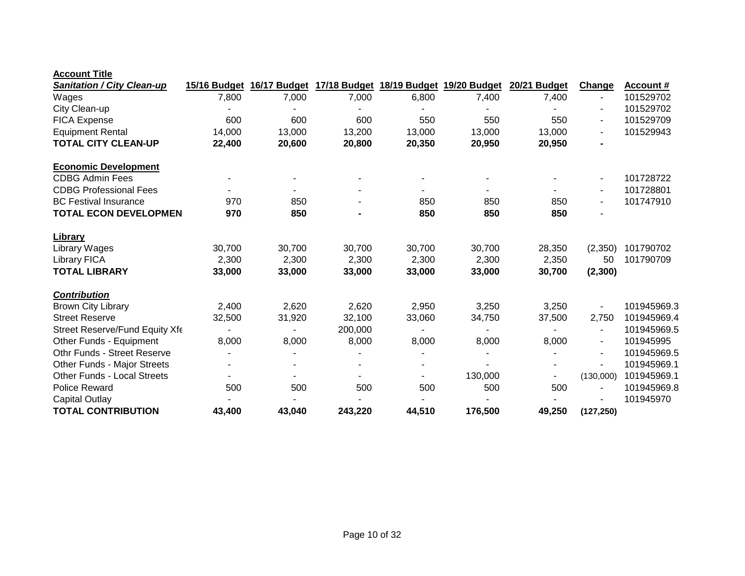| Account Title | | | | | | | | |
|---|---|---|---|---|---|---|---|---|
| ***Sanitation / City Clean-up*** | **15/16 Budget** | **16/17 Budget** | **17/18 Budget** | **18/19 Budget** | **19/20 Budget** | **20/21 Budget** | **Change** | **Account #** |
| Wages | 7,800 | 7,000 | 7,000 | 6,800 | 7,400 | 7,400 | - | 101529702 |
| City Clean-up | - | - | - | - | - | - | - | 101529702 |
| FICA Expense | 600 | 600 | 600 | 550 | 550 | 550 | - | 101529709 |
| Equipment Rental | 14,000 | 13,000 | 13,200 | 13,000 | 13,000 | 13,000 | - | 101529943 |
| **TOTAL CITY CLEAN-UP** | **22,400** | **20,600** | **20,800** | **20,350** | **20,950** | **20,950** | **-** | |
| | | | | | | | | |
| **Economic Development** | | | | | | | | |
| CDBG Admin Fees | - | - | - | - | - | - | - | 101728722 |
| CDBG Professional Fees | - | - | - | - | - | - | - | 101728801 |
| BC Festival Insurance | 970 | 850 | - | 850 | 850 | 850 | - | 101747910 |
| **TOTAL ECON DEVELOPMEN** | **970** | **850** | **-** | **850** | **850** | **850** | - | |
| | | | | | | | | |
| **Library** | | | | | | | | |
| Library Wages | 30,700 | 30,700 | 30,700 | 30,700 | 30,700 | 28,350 | (2,350) | 101790702 |
| Library FICA | 2,300 | 2,300 | 2,300 | 2,300 | 2,300 | 2,350 | 50 | 101790709 |
| **TOTAL LIBRARY** | **33,000** | **33,000** | **33,000** | **33,000** | **33,000** | **30,700** | **(2,300)** | |
| | | | | | | | | |
| ***Contribution*** | | | | | | | | |
| Brown City Library | 2,400 | 2,620 | 2,620 | 2,950 | 3,250 | 3,250 | - | 101945969.3 |
| Street Reserve | 32,500 | 31,920 | 32,100 | 33,060 | 34,750 | 37,500 | 2,750 | 101945969.4 |
| Street Reserve/Fund Equity Xfe | - | - | 200,000 | - | - | - | - | 101945969.5 |
| Other Funds - Equipment | 8,000 | 8,000 | 8,000 | 8,000 | 8,000 | 8,000 | - | 101945995 |
| Othr Funds - Street Reserve | - | - | - | - | - | - | - | 101945969.5 |
| Other Funds - Major Streets | - | - | - | - | - | - | - | 101945969.1 |
| Other Funds - Local Streets | - | - | - | - | 130,000 | - | (130,000) | 101945969.1 |
| Police Reward | 500 | 500 | 500 | 500 | 500 | 500 | - | 101945969.8 |
| Capital Outlay | - | - | - | - | - | - | - | 101945970 |
| **TOTAL CONTRIBUTION** | **43,400** | **43,040** | **243,220** | **44,510** | **176,500** | **49,250** | **(127,250)** | |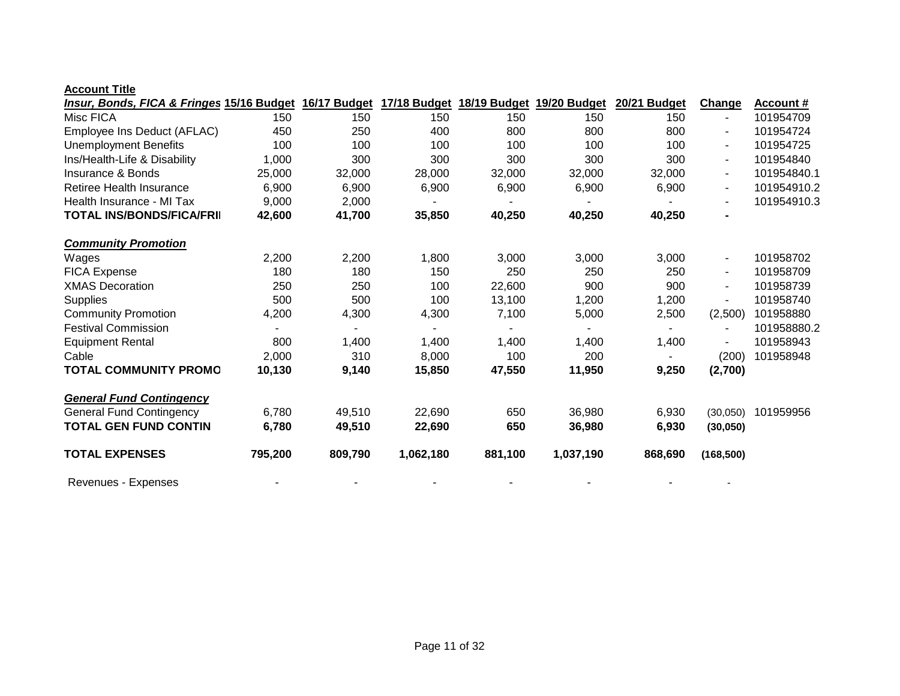| **Account Title** | | | | | | | | |
|---|---|---|---|---|---|---|---|---|
| ***Insur, Bonds, FICA & Fringes*** | **15/16 Budget** | **16/17 Budget** | **17/18 Budget** | **18/19 Budget** | **19/20 Budget** | **20/21 Budget** | **Change** | **Account #** |
| Misc FICA | 150 | 150 | 150 | 150 | 150 | 150 | - | 101954709 |
| Employee Ins Deduct (AFLAC) | 450 | 250 | 400 | 800 | 800 | 800 | - | 101954724 |
| Unemployment Benefits | 100 | 100 | 100 | 100 | 100 | 100 | - | 101954725 |
| Ins/Health-Life & Disability | 1,000 | 300 | 300 | 300 | 300 | 300 | - | 101954840 |
| Insurance & Bonds | 25,000 | 32,000 | 28,000 | 32,000 | 32,000 | 32,000 | - | 101954840.1 |
| Retiree Health Insurance | 6,900 | 6,900 | 6,900 | 6,900 | 6,900 | 6,900 | - | 101954910.2 |
| Health Insurance - MI Tax | 9,000 | 2,000 | - | - | - | - | - | 101954910.3 |
| **TOTAL INS/BONDS/FICA/FRI** | **42,600** | **41,700** | **35,850** | **40,250** | **40,250** | **40,250** | **-** | |
| | | | | | | | | |
| ***Community Promotion*** | | | | | | | | |
| Wages | 2,200 | 2,200 | 1,800 | 3,000 | 3,000 | 3,000 | - | 101958702 |
| FICA Expense | 180 | 180 | 150 | 250 | 250 | 250 | - | 101958709 |
| XMAS Decoration | 250 | 250 | 100 | 22,600 | 900 | 900 | - | 101958739 |
| Supplies | 500 | 500 | 100 | 13,100 | 1,200 | 1,200 | - | 101958740 |
| Community Promotion | 4,200 | 4,300 | 4,300 | 7,100 | 5,000 | 2,500 | (2,500) | 101958880 |
| Festival Commission | - | - | - | - | - | - | - | 101958880.2 |
| Equipment Rental | 800 | 1,400 | 1,400 | 1,400 | 1,400 | 1,400 | - | 101958943 |
| Cable | 2,000 | 310 | 8,000 | 100 | 200 | - | (200) | 101958948 |
| **TOTAL COMMUNITY PROMO** | **10,130** | **9,140** | **15,850** | **47,550** | **11,950** | **9,250** | **(2,700)** | |
| | | | | | | | | |
| ***General Fund Contingency*** | | | | | | | | |
| General Fund Contingency | 6,780 | 49,510 | 22,690 | 650 | 36,980 | 6,930 | (30,050) | 101959956 |
| **TOTAL GEN FUND CONTIN** | **6,780** | **49,510** | **22,690** | **650** | **36,980** | **6,930** | **(30,050)** | |
| | | | | | | | | |
| **TOTAL EXPENSES** | **795,200** | **809,790** | **1,062,180** | **881,100** | **1,037,190** | **868,690** | **(168,500)** | |
| | | | | | | | | |
| Revenues - Expenses | - | - | - | - | - | - | - | |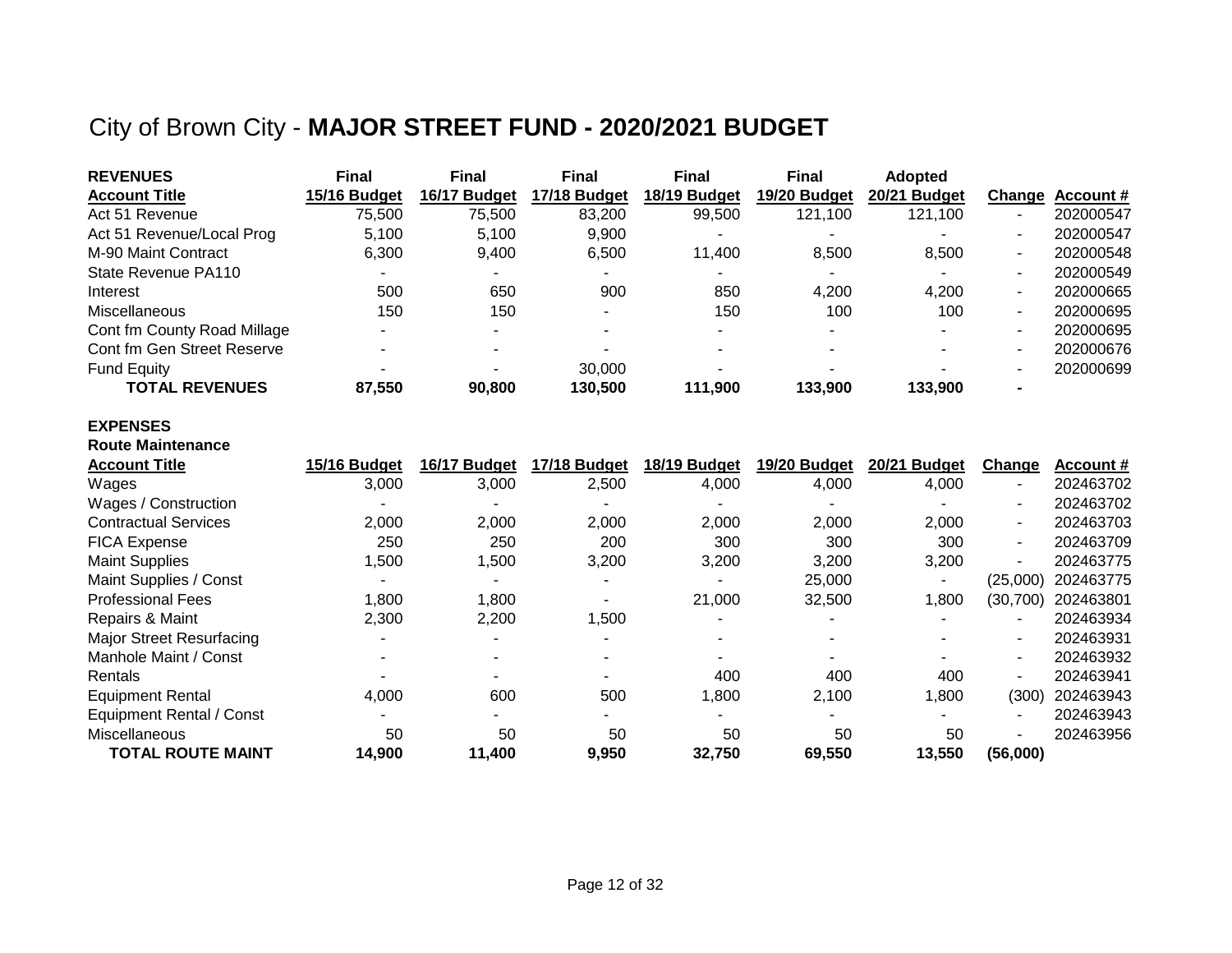# City of Brown City - **MAJOR STREET FUND - 2020/2021 BUDGET**

| **REVENUES** | **Final** | **Final** | **Final** | **Final** | **Final** | **Adopted** | | |
|---|---|---|---|---|---|---|---|---|
| **Account Title** | **15/16 Budget** | **16/17 Budget** | **17/18 Budget** | **18/19 Budget** | **19/20 Budget** | **20/21 Budget** | **Change** | **Account #** |
| Act 51 Revenue | 75,500 | 75,500 | 83,200 | 99,500 | 121,100 | 121,100 | - | 202000547 |
| Act 51 Revenue/Local Prog | 5,100 | 5,100 | 9,900 | - | - | - | - | 202000547 |
| M-90 Maint Contract | 6,300 | 9,400 | 6,500 | 11,400 | 8,500 | 8,500 | - | 202000548 |
| State Revenue PA110 | - | - | - | - | - | - | - | 202000549 |
| Interest | 500 | 650 | 900 | 850 | 4,200 | 4,200 | - | 202000665 |
| Miscellaneous | 150 | 150 | - | 150 | 100 | 100 | - | 202000695 |
| Cont fm County Road Millage | - | - | - | - | - | - | - | 202000695 |
| Cont fm Gen Street Reserve | - | - | - | - | - | - | - | 202000676 |
| Fund Equity | - | - | 30,000 | - | - | - | - | 202000699 |
| **TOTAL REVENUES** | **87,550** | **90,800** | **130,500** | **111,900** | **133,900** | **133,900** | **-** | |

**EXPENSES**

**Route Maintenance**

| **Account Title** | **15/16 Budget** | **16/17 Budget** | **17/18 Budget** | **18/19 Budget** | **19/20 Budget** | **20/21 Budget** | **Change** | **Account #** |
|---|---|---|---|---|---|---|---|---|
| Wages | 3,000 | 3,000 | 2,500 | 4,000 | 4,000 | 4,000 | - | 202463702 |
| Wages / Construction | - | - | - | - | - | - | - | 202463702 |
| Contractual Services | 2,000 | 2,000 | 2,000 | 2,000 | 2,000 | 2,000 | - | 202463703 |
| FICA Expense | 250 | 250 | 200 | 300 | 300 | 300 | - | 202463709 |
| Maint Supplies | 1,500 | 1,500 | 3,200 | 3,200 | 3,200 | 3,200 | - | 202463775 |
| Maint Supplies / Const | - | - | - | - | 25,000 | - | (25,000) | 202463775 |
| Professional Fees | 1,800 | 1,800 | - | 21,000 | 32,500 | 1,800 | (30,700) | 202463801 |
| Repairs & Maint | 2,300 | 2,200 | 1,500 | - | - | - | - | 202463934 |
| Major Street Resurfacing | - | - | - | - | - | - | - | 202463931 |
| Manhole Maint / Const | - | - | - | - | - | - | - | 202463932 |
| Rentals | - | - | - | 400 | 400 | 400 | - | 202463941 |
| Equipment Rental | 4,000 | 600 | 500 | 1,800 | 2,100 | 1,800 | (300) | 202463943 |
| Equipment Rental / Const | - | - | - | - | - | - | - | 202463943 |
| Miscellaneous | 50 | 50 | 50 | 50 | 50 | 50 | - | 202463956 |
| **TOTAL ROUTE MAINT** | **14,900** | **11,400** | **9,950** | **32,750** | **69,550** | **13,550** | **(56,000)** | |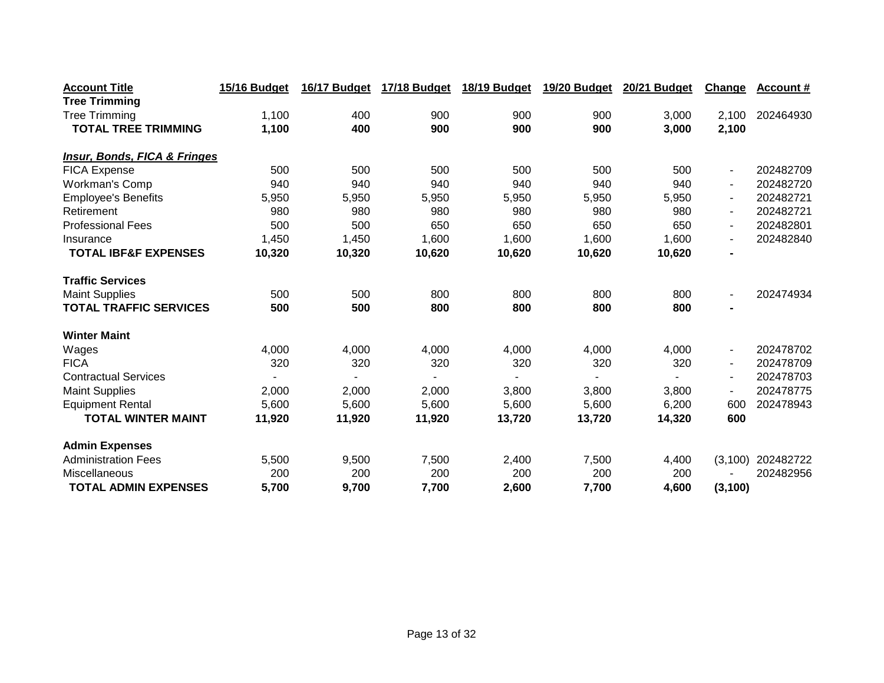| Account Title | 15/16 Budget | 16/17 Budget | 17/18 Budget | 18/19 Budget | 19/20 Budget | 20/21 Budget | Change | Account # |
|---|---|---|---|---|---|---|---|---|
| **Tree Trimming** | | | | | | | | |
| Tree Trimming | 1,100 | 400 | 900 | 900 | 900 | 3,000 | 2,100 | 202464930 |
| **TOTAL TREE TRIMMING** | **1,100** | **400** | **900** | **900** | **900** | **3,000** | **2,100** | |
| | | | | | | | | |
| ***Insur, Bonds, FICA & Fringes*** | | | | | | | | |
| FICA Expense | 500 | 500 | 500 | 500 | 500 | 500 | - | 202482709 |
| Workman's Comp | 940 | 940 | 940 | 940 | 940 | 940 | - | 202482720 |
| Employee's Benefits | 5,950 | 5,950 | 5,950 | 5,950 | 5,950 | 5,950 | - | 202482721 |
| Retirement | 980 | 980 | 980 | 980 | 980 | 980 | - | 202482721 |
| Professional Fees | 500 | 500 | 650 | 650 | 650 | 650 | - | 202482801 |
| Insurance | 1,450 | 1,450 | 1,600 | 1,600 | 1,600 | 1,600 | - | 202482840 |
| **TOTAL IBF&F EXPENSES** | **10,320** | **10,320** | **10,620** | **10,620** | **10,620** | **10,620** | **-** | |
| | | | | | | | | |
| **Traffic Services** | | | | | | | | |
| Maint Supplies | 500 | 500 | 800 | 800 | 800 | 800 | - | 202474934 |
| **TOTAL TRAFFIC SERVICES** | **500** | **500** | **800** | **800** | **800** | **800** | **-** | |
| | | | | | | | | |
| **Winter Maint** | | | | | | | | |
| Wages | 4,000 | 4,000 | 4,000 | 4,000 | 4,000 | 4,000 | - | 202478702 |
| FICA | 320 | 320 | 320 | 320 | 320 | 320 | - | 202478709 |
| Contractual Services | - | - | - | - | - | - | - | 202478703 |
| Maint Supplies | 2,000 | 2,000 | 2,000 | 3,800 | 3,800 | 3,800 | - | 202478775 |
| Equipment Rental | 5,600 | 5,600 | 5,600 | 5,600 | 5,600 | 6,200 | 600 | 202478943 |
| **TOTAL WINTER MAINT** | **11,920** | **11,920** | **11,920** | **13,720** | **13,720** | **14,320** | **600** | |
| | | | | | | | | |
| **Admin Expenses** | | | | | | | | |
| Administration Fees | 5,500 | 9,500 | 7,500 | 2,400 | 7,500 | 4,400 | (3,100) | 202482722 |
| Miscellaneous | 200 | 200 | 200 | 200 | 200 | 200 | - | 202482956 |
| **TOTAL ADMIN EXPENSES** | **5,700** | **9,700** | **7,700** | **2,600** | **7,700** | **4,600** | **(3,100)** | |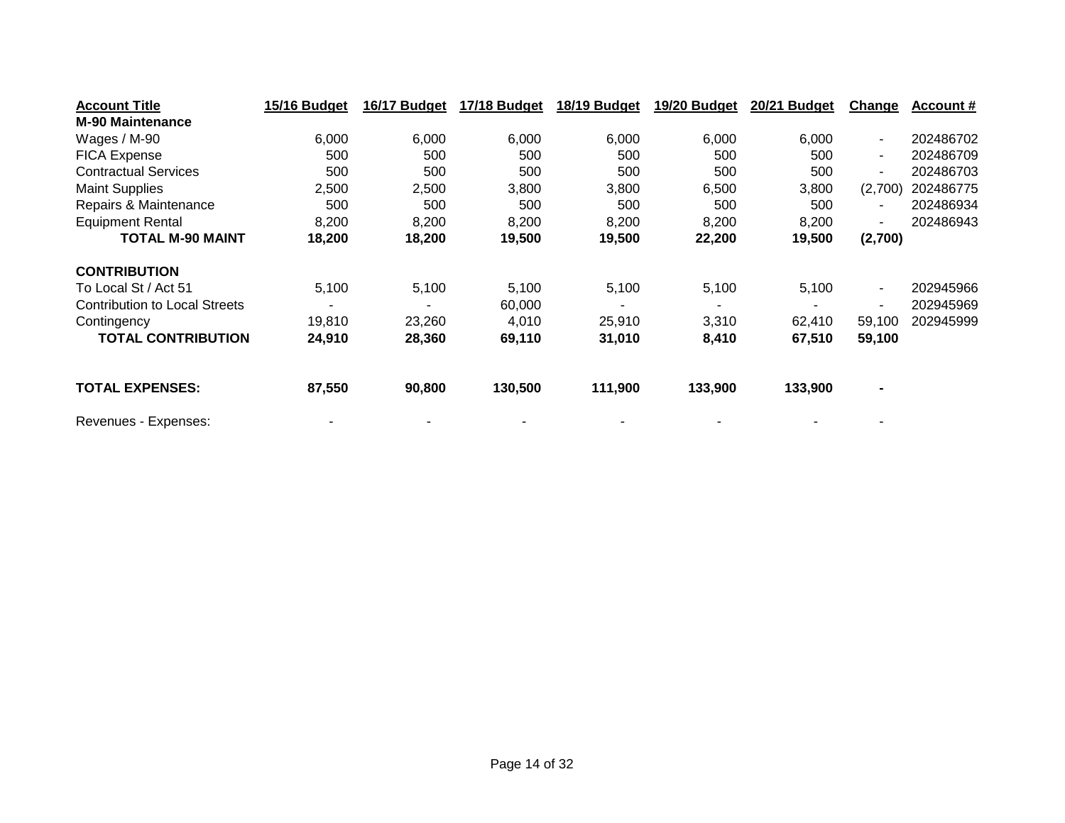| **Account Title** | **15/16 Budget** | **16/17 Budget** | **17/18 Budget** | **18/19 Budget** | **19/20 Budget** | **20/21 Budget** | **Change** | **Account #** |
|---|---|---|---|---|---|---|---|---|
| **M-90 Maintenance** | | | | | | | | |
| Wages / M-90 | 6,000 | 6,000 | 6,000 | 6,000 | 6,000 | 6,000 | - | 202486702 |
| FICA Expense | 500 | 500 | 500 | 500 | 500 | 500 | - | 202486709 |
| Contractual Services | 500 | 500 | 500 | 500 | 500 | 500 | - | 202486703 |
| Maint Supplies | 2,500 | 2,500 | 3,800 | 3,800 | 6,500 | 3,800 | (2,700) | 202486775 |
| Repairs & Maintenance | 500 | 500 | 500 | 500 | 500 | 500 | - | 202486934 |
| Equipment Rental | 8,200 | 8,200 | 8,200 | 8,200 | 8,200 | 8,200 | - | 202486943 |
| **TOTAL M-90 MAINT** | **18,200** | **18,200** | **19,500** | **19,500** | **22,200** | **19,500** | **(2,700)** | |
| | | | | | | | | |
| **CONTRIBUTION** | | | | | | | | |
| To Local St / Act 51 | 5,100 | 5,100 | 5,100 | 5,100 | 5,100 | 5,100 | - | 202945966 |
| Contribution to Local Streets | - | - | 60,000 | - | - | - | - | 202945969 |
| Contingency | 19,810 | 23,260 | 4,010 | 25,910 | 3,310 | 62,410 | 59,100 | 202945999 |
| **TOTAL CONTRIBUTION** | **24,910** | **28,360** | **69,110** | **31,010** | **8,410** | **67,510** | **59,100** | |
| | | | | | | | | |
| **TOTAL EXPENSES:** | **87,550** | **90,800** | **130,500** | **111,900** | **133,900** | **133,900** | **-** | |
| | | | | | | | | |
| Revenues - Expenses: | - | - | - | - | - | - | - | |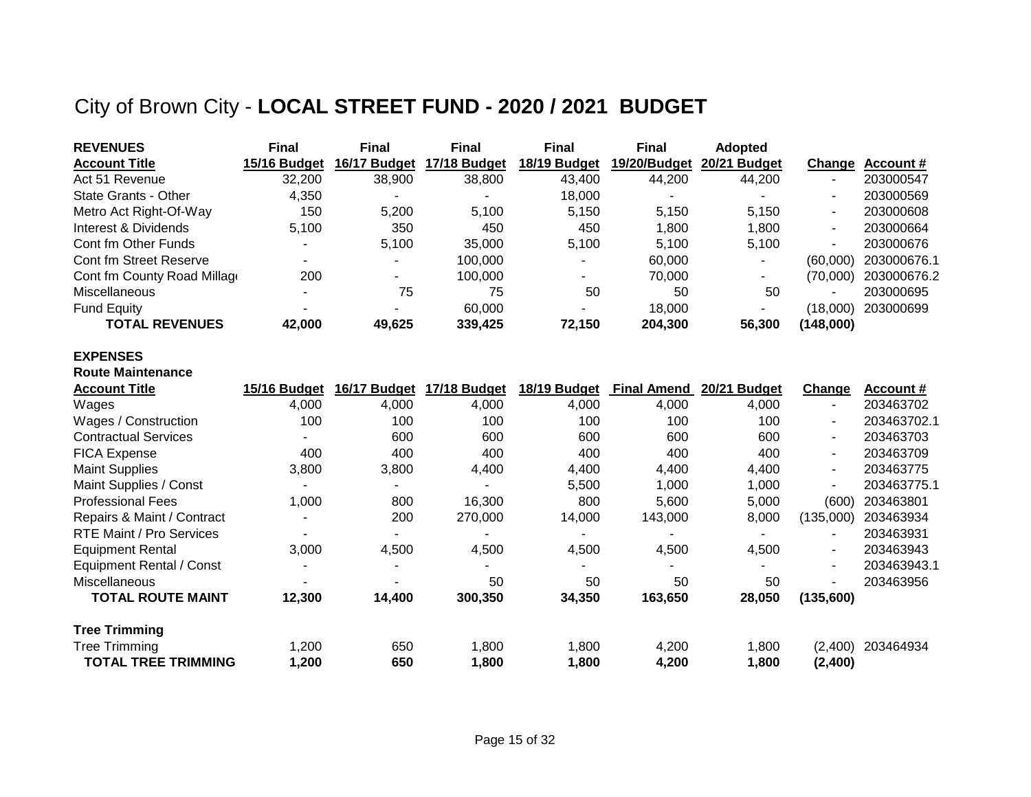# City of Brown City - **LOCAL STREET FUND - 2020 / 2021 BUDGET**

| **REVENUES** | **Final** | **Final** | **Final** | **Final** | **Final** | **Adopted** | | |
|---|---|---|---|---|---|---|---|---|
| **Account Title** | **15/16 Budget** | **16/17 Budget** | **17/18 Budget** | **18/19 Budget** | **19/20/Budget** | **20/21 Budget** | **Change** | **Account #** |
| Act 51 Revenue | 32,200 | 38,900 | 38,800 | 43,400 | 44,200 | 44,200 | - | 203000547 |
| State Grants - Other | 4,350 | - | - | 18,000 | - | - | - | 203000569 |
| Metro Act Right-Of-Way | 150 | 5,200 | 5,100 | 5,150 | 5,150 | 5,150 | - | 203000608 |
| Interest & Dividends | 5,100 | 350 | 450 | 450 | 1,800 | 1,800 | - | 203000664 |
| Cont fm Other Funds | - | 5,100 | 35,000 | 5,100 | 5,100 | 5,100 | - | 203000676 |
| Cont fm Street Reserve | - | - | 100,000 | - | 60,000 | - | (60,000) | 203000676.1 |
| Cont fm County Road Millag | 200 | - | 100,000 | - | 70,000 | - | (70,000) | 203000676.2 |
| Miscellaneous | - | 75 | 75 | 50 | 50 | 50 | - | 203000695 |
| Fund Equity | - | - | 60,000 | - | 18,000 | - | (18,000) | 203000699 |
| **TOTAL REVENUES** | **42,000** | **49,625** | **339,425** | **72,150** | **204,300** | **56,300** | **(148,000)** | |

**EXPENSES**

**Route Maintenance**

| **Account Title** | **15/16 Budget** | **16/17 Budget** | **17/18 Budget** | **18/19 Budget** | **Final Amend** | **20/21 Budget** | **Change** | **Account #** |
|---|---|---|---|---|---|---|---|---|
| Wages | 4,000 | 4,000 | 4,000 | 4,000 | 4,000 | 4,000 | - | 203463702 |
| Wages / Construction | 100 | 100 | 100 | 100 | 100 | 100 | - | 203463702.1 |
| Contractual Services | - | 600 | 600 | 600 | 600 | 600 | - | 203463703 |
| FICA Expense | 400 | 400 | 400 | 400 | 400 | 400 | - | 203463709 |
| Maint Supplies | 3,800 | 3,800 | 4,400 | 4,400 | 4,400 | 4,400 | - | 203463775 |
| Maint Supplies / Const | - | - | - | 5,500 | 1,000 | 1,000 | - | 203463775.1 |
| Professional Fees | 1,000 | 800 | 16,300 | 800 | 5,600 | 5,000 | (600) | 203463801 |
| Repairs & Maint / Contract | - | 200 | 270,000 | 14,000 | 143,000 | 8,000 | (135,000) | 203463934 |
| RTE Maint / Pro Services | - | - | - | - | - | - | - | 203463931 |
| Equipment Rental | 3,000 | 4,500 | 4,500 | 4,500 | 4,500 | 4,500 | - | 203463943 |
| Equipment Rental / Const | - | - | - | - | - | - | - | 203463943.1 |
| Miscellaneous | - | - | 50 | 50 | 50 | 50 | - | 203463956 |
| **TOTAL ROUTE MAINT** | **12,300** | **14,400** | **300,350** | **34,350** | **163,650** | **28,050** | **(135,600)** | |

**Tree Trimming**

| **Account Title** | **15/16 Budget** | **16/17 Budget** | **17/18 Budget** | **18/19 Budget** | **Final Amend** | **20/21 Budget** | **Change** | **Account #** |
|---|---|---|---|---|---|---|---|---|
| Tree Trimming | 1,200 | 650 | 1,800 | 1,800 | 4,200 | 1,800 | (2,400) | 203464934 |
| **TOTAL TREE TRIMMING** | **1,200** | **650** | **1,800** | **1,800** | **4,200** | **1,800** | **(2,400)** | |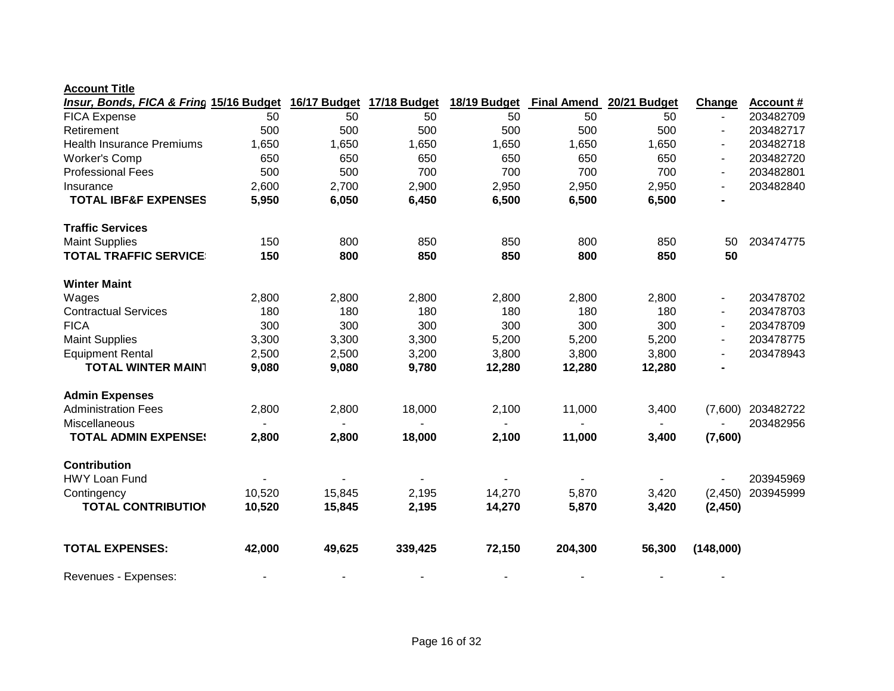**Account Title**

| *Insur, Bonds, FICA & Fring* | 15/16 Budget | 16/17 Budget | 17/18 Budget | 18/19 Budget | Final Amend | 20/21 Budget | Change | Account # |
|---|---|---|---|---|---|---|---|---|
| FICA Expense | 50 | 50 | 50 | 50 | 50 | 50 | - | 203482709 |
| Retirement | 500 | 500 | 500 | 500 | 500 | 500 | - | 203482717 |
| Health Insurance Premiums | 1,650 | 1,650 | 1,650 | 1,650 | 1,650 | 1,650 | - | 203482718 |
| Worker's Comp | 650 | 650 | 650 | 650 | 650 | 650 | - | 203482720 |
| Professional Fees | 500 | 500 | 700 | 700 | 700 | 700 | - | 203482801 |
| Insurance | 2,600 | 2,700 | 2,900 | 2,950 | 2,950 | 2,950 | - | 203482840 |
| **TOTAL IBF&F EXPENSES** | **5,950** | **6,050** | **6,450** | **6,500** | **6,500** | **6,500** | **-** | |
| | | | | | | | | |
| **Traffic Services** | | | | | | | | |
| Maint Supplies | 150 | 800 | 850 | 850 | 800 | 850 | 50 | 203474775 |
| **TOTAL TRAFFIC SERVICES** | **150** | **800** | **850** | **850** | **800** | **850** | **50** | |
| | | | | | | | | |
| **Winter Maint** | | | | | | | | |
| Wages | 2,800 | 2,800 | 2,800 | 2,800 | 2,800 | 2,800 | - | 203478702 |
| Contractual Services | 180 | 180 | 180 | 180 | 180 | 180 | - | 203478703 |
| FICA | 300 | 300 | 300 | 300 | 300 | 300 | - | 203478709 |
| Maint Supplies | 3,300 | 3,300 | 3,300 | 5,200 | 5,200 | 5,200 | - | 203478775 |
| Equipment Rental | 2,500 | 2,500 | 3,200 | 3,800 | 3,800 | 3,800 | - | 203478943 |
| **TOTAL WINTER MAINT** | **9,080** | **9,080** | **9,780** | **12,280** | **12,280** | **12,280** | **-** | |
| | | | | | | | | |
| **Admin Expenses** | | | | | | | | |
| Administration Fees | 2,800 | 2,800 | 18,000 | 2,100 | 11,000 | 3,400 | (7,600) | 203482722 |
| Miscellaneous | - | - | - | - | - | - | - | 203482956 |
| **TOTAL ADMIN EXPENSES** | **2,800** | **2,800** | **18,000** | **2,100** | **11,000** | **3,400** | **(7,600)** | |
| | | | | | | | | |
| **Contribution** | | | | | | | | |
| HWY Loan Fund | - | - | - | - | - | - | - | 203945969 |
| Contingency | 10,520 | 15,845 | 2,195 | 14,270 | 5,870 | 3,420 | (2,450) | 203945999 |
| **TOTAL CONTRIBUTION** | **10,520** | **15,845** | **2,195** | **14,270** | **5,870** | **3,420** | **(2,450)** | |
| | | | | | | | | |
| **TOTAL EXPENSES:** | **42,000** | **49,625** | **339,425** | **72,150** | **204,300** | **56,300** | **(148,000)** | |
| | | | | | | | | |
| Revenues - Expenses: | - | - | - | - | - | - | - | |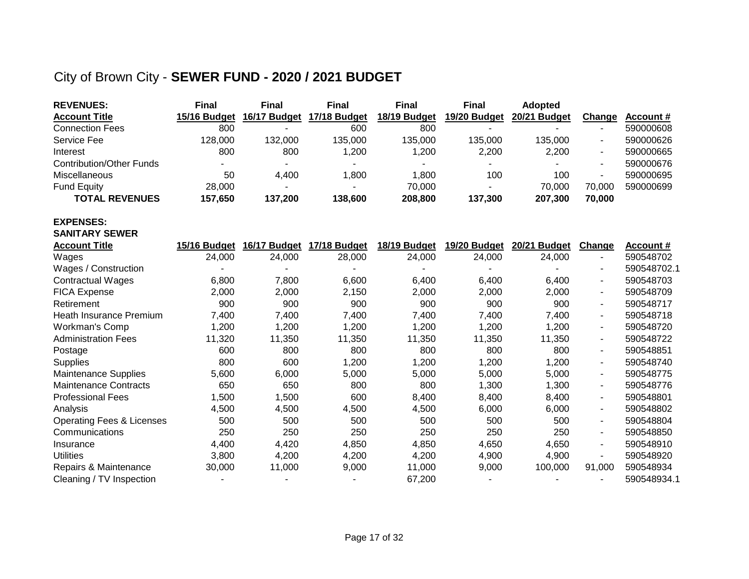# City of Brown City - **SEWER FUND - 2020 / 2021 BUDGET**

| **REVENUES:** | **Final** | **Final** | **Final** | **Final** | **Final** | **Adopted** | | |
|---|---|---|---|---|---|---|---|---|
| **Account Title** | **15/16 Budget** | **16/17 Budget** | **17/18 Budget** | **18/19 Budget** | **19/20 Budget** | **20/21 Budget** | **Change** | **Account #** |
| Connection Fees | 800 | - | 600 | 800 | - | - | - | 590000608 |
| Service Fee | 128,000 | 132,000 | 135,000 | 135,000 | 135,000 | 135,000 | - | 590000626 |
| Interest | 800 | 800 | 1,200 | 1,200 | 2,200 | 2,200 | - | 590000665 |
| Contribution/Other Funds | - | - | - | - | - | - | - | 590000676 |
| Miscellaneous | 50 | 4,400 | 1,800 | 1,800 | 100 | 100 | - | 590000695 |
| Fund Equity | 28,000 | - | - | 70,000 | - | 70,000 | 70,000 | 590000699 |
| **TOTAL REVENUES** | **157,650** | **137,200** | **138,600** | **208,800** | **137,300** | **207,300** | **70,000** | |

**EXPENSES:**

**SANITARY SEWER**

| **Account Title** | **15/16 Budget** | **16/17 Budget** | **17/18 Budget** | **18/19 Budget** | **19/20 Budget** | **20/21 Budget** | **Change** | **Account #** |
|---|---|---|---|---|---|---|---|---|
| Wages | 24,000 | 24,000 | 28,000 | 24,000 | 24,000 | 24,000 | - | 590548702 |
| Wages / Construction | - | - | - | - | - | - | - | 590548702.1 |
| Contractual Wages | 6,800 | 7,800 | 6,600 | 6,400 | 6,400 | 6,400 | - | 590548703 |
| FICA Expense | 2,000 | 2,000 | 2,150 | 2,000 | 2,000 | 2,000 | - | 590548709 |
| Retirement | 900 | 900 | 900 | 900 | 900 | 900 | - | 590548717 |
| Heath Insurance Premium | 7,400 | 7,400 | 7,400 | 7,400 | 7,400 | 7,400 | - | 590548718 |
| Workman's Comp | 1,200 | 1,200 | 1,200 | 1,200 | 1,200 | 1,200 | - | 590548720 |
| Administration Fees | 11,320 | 11,350 | 11,350 | 11,350 | 11,350 | 11,350 | - | 590548722 |
| Postage | 600 | 800 | 800 | 800 | 800 | 800 | - | 590548851 |
| Supplies | 800 | 600 | 1,200 | 1,200 | 1,200 | 1,200 | - | 590548740 |
| Maintenance Supplies | 5,600 | 6,000 | 5,000 | 5,000 | 5,000 | 5,000 | - | 590548775 |
| Maintenance Contracts | 650 | 650 | 800 | 800 | 1,300 | 1,300 | - | 590548776 |
| Professional Fees | 1,500 | 1,500 | 600 | 8,400 | 8,400 | 8,400 | - | 590548801 |
| Analysis | 4,500 | 4,500 | 4,500 | 4,500 | 6,000 | 6,000 | - | 590548802 |
| Operating Fees & Licenses | 500 | 500 | 500 | 500 | 500 | 500 | - | 590548804 |
| Communications | 250 | 250 | 250 | 250 | 250 | 250 | - | 590548850 |
| Insurance | 4,400 | 4,420 | 4,850 | 4,850 | 4,650 | 4,650 | - | 590548910 |
| Utilities | 3,800 | 4,200 | 4,200 | 4,200 | 4,900 | 4,900 | - | 590548920 |
| Repairs & Maintenance | 30,000 | 11,000 | 9,000 | 11,000 | 9,000 | 100,000 | 91,000 | 590548934 |
| Cleaning / TV Inspection | - | - | - | 67,200 | - | - | - | 590548934.1 |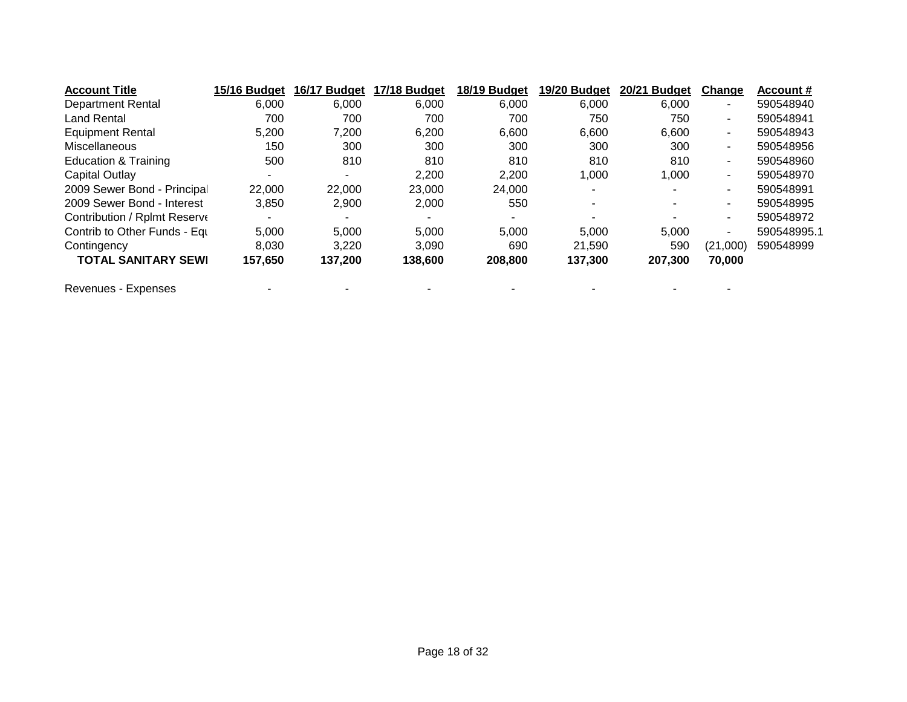| Account Title | 15/16 Budget | 16/17 Budget | 17/18 Budget | 18/19 Budget | 19/20 Budget | 20/21 Budget | Change | Account # |
|---|---|---|---|---|---|---|---|---|
| Department Rental | 6,000 | 6,000 | 6,000 | 6,000 | 6,000 | 6,000 | - | 590548940 |
| Land Rental | 700 | 700 | 700 | 700 | 750 | 750 | - | 590548941 |
| Equipment Rental | 5,200 | 7,200 | 6,200 | 6,600 | 6,600 | 6,600 | - | 590548943 |
| Miscellaneous | 150 | 300 | 300 | 300 | 300 | 300 | - | 590548956 |
| Education & Training | 500 | 810 | 810 | 810 | 810 | 810 | - | 590548960 |
| Capital Outlay | - | - | 2,200 | 2,200 | 1,000 | 1,000 | - | 590548970 |
| 2009 Sewer Bond - Principal | 22,000 | 22,000 | 23,000 | 24,000 | - | - | - | 590548991 |
| 2009 Sewer Bond - Interest | 3,850 | 2,900 | 2,000 | 550 | - | - | - | 590548995 |
| Contribution / Rplmt Reserve | - | - | - | - | - | - | - | 590548972 |
| Contrib to Other Funds - Equ | 5,000 | 5,000 | 5,000 | 5,000 | 5,000 | 5,000 | - | 590548995.1 |
| Contingency | 8,030 | 3,220 | 3,090 | 690 | 21,590 | 590 | (21,000) | 590548999 |
| **TOTAL SANITARY SEWI** | **157,650** | **137,200** | **138,600** | **208,800** | **137,300** | **207,300** | **70,000** | |
| | | | | | | | | |
| Revenues - Expenses | - | - | - | - | - | - | - | |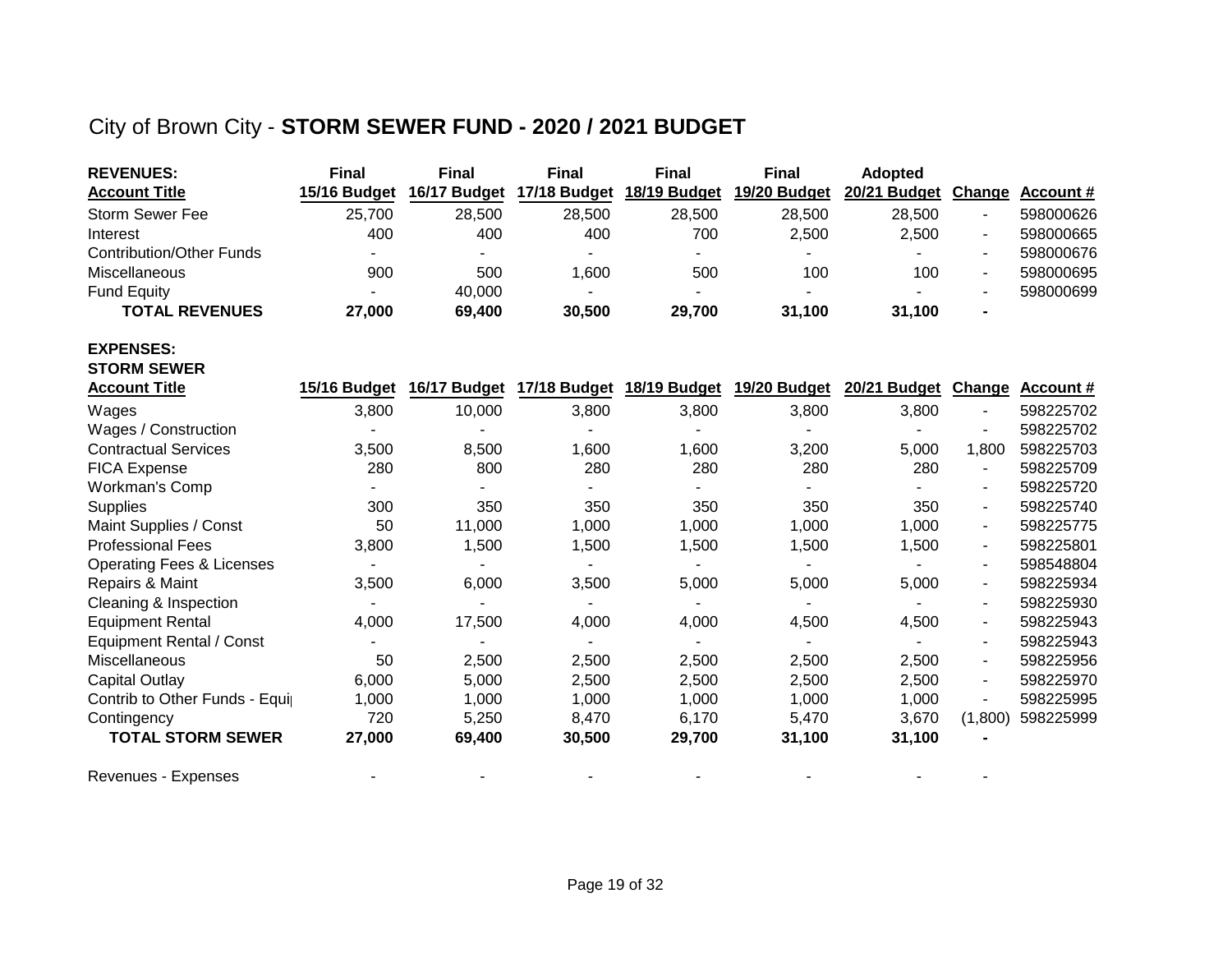# City of Brown City - **STORM SEWER FUND - 2020 / 2021 BUDGET**

| **REVENUES:**<br>**Account Title** | **Final**<br>**15/16 Budget** | **Final**<br>**16/17 Budget** | **Final**<br>**17/18 Budget** | **Final**<br>**18/19 Budget** | **Final**<br>**19/20 Budget** | **Adopted**<br>**20/21 Budget** | **Change** | **Account #** |
|---|---|---|---|---|---|---|---|---|
| Storm Sewer Fee | 25,700 | 28,500 | 28,500 | 28,500 | 28,500 | 28,500 | - | 598000626 |
| Interest | 400 | 400 | 400 | 700 | 2,500 | 2,500 | - | 598000665 |
| Contribution/Other Funds | - | - | - | - | - | - | - | 598000676 |
| Miscellaneous | 900 | 500 | 1,600 | 500 | 100 | 100 | - | 598000695 |
| Fund Equity | - | 40,000 | - | - | - | - | - | 598000699 |
| **TOTAL REVENUES** | **27,000** | **69,400** | **30,500** | **29,700** | **31,100** | **31,100** | **-** | |

**EXPENSES:**
**STORM SEWER**

| **Account Title** | **15/16 Budget** | **16/17 Budget** | **17/18 Budget** | **18/19 Budget** | **19/20 Budget** | **20/21 Budget** | **Change** | **Account #** |
|---|---|---|---|---|---|---|---|---|
| Wages | 3,800 | 10,000 | 3,800 | 3,800 | 3,800 | 3,800 | - | 598225702 |
| Wages / Construction | - | - | - | - | - | - | - | 598225702 |
| Contractual Services | 3,500 | 8,500 | 1,600 | 1,600 | 3,200 | 5,000 | 1,800 | 598225703 |
| FICA Expense | 280 | 800 | 280 | 280 | 280 | 280 | - | 598225709 |
| Workman's Comp | - | - | - | - | - | - | - | 598225720 |
| Supplies | 300 | 350 | 350 | 350 | 350 | 350 | - | 598225740 |
| Maint Supplies / Const | 50 | 11,000 | 1,000 | 1,000 | 1,000 | 1,000 | - | 598225775 |
| Professional Fees | 3,800 | 1,500 | 1,500 | 1,500 | 1,500 | 1,500 | - | 598225801 |
| Operating Fees & Licenses | - | - | - | - | - | - | - | 598548804 |
| Repairs & Maint | 3,500 | 6,000 | 3,500 | 5,000 | 5,000 | 5,000 | - | 598225934 |
| Cleaning & Inspection | - | - | - | - | - | - | - | 598225930 |
| Equipment Rental | 4,000 | 17,500 | 4,000 | 4,000 | 4,500 | 4,500 | - | 598225943 |
| Equipment Rental / Const | - | - | - | - | - | - | - | 598225943 |
| Miscellaneous | 50 | 2,500 | 2,500 | 2,500 | 2,500 | 2,500 | - | 598225956 |
| Capital Outlay | 6,000 | 5,000 | 2,500 | 2,500 | 2,500 | 2,500 | - | 598225970 |
| Contrib to Other Funds - Equi | 1,000 | 1,000 | 1,000 | 1,000 | 1,000 | 1,000 | - | 598225995 |
| Contingency | 720 | 5,250 | 8,470 | 6,170 | 5,470 | 3,670 | (1,800) | 598225999 |
| **TOTAL STORM SEWER** | **27,000** | **69,400** | **30,500** | **29,700** | **31,100** | **31,100** | **-** | |
| | | | | | | | | |
| Revenues - Expenses | - | - | - | - | - | - | - | |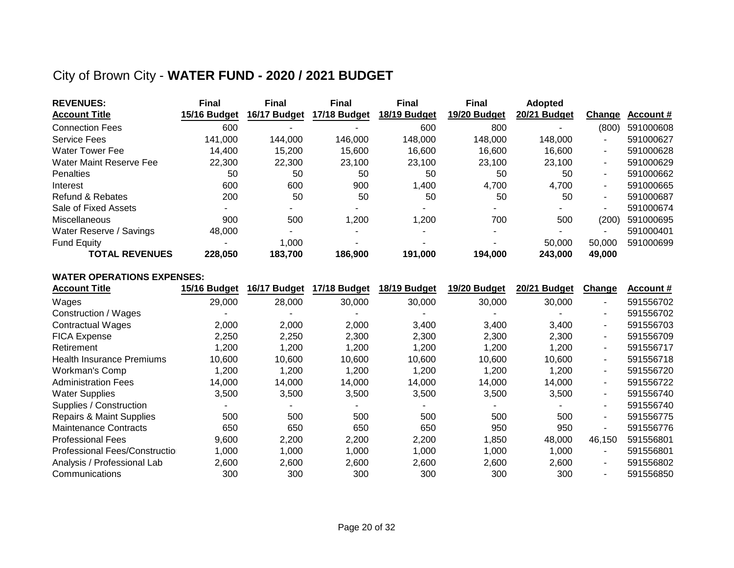# City of Brown City - **WATER FUND - 2020 / 2021 BUDGET**

| **REVENUES:**<br>**Account Title** | **Final**<br>**15/16 Budget** | **Final**<br>**16/17 Budget** | **Final**<br>**17/18 Budget** | **Final**<br>**18/19 Budget** | **Final**<br>**19/20 Budget** | **Adopted**<br>**20/21 Budget** | **Change** | **Account #** |
|---|---|---|---|---|---|---|---|---|
| Connection Fees | 600 | - | - | 600 | 800 | - | (800) | 591000608 |
| Service Fees | 141,000 | 144,000 | 146,000 | 148,000 | 148,000 | 148,000 | - | 591000627 |
| Water Tower Fee | 14,400 | 15,200 | 15,600 | 16,600 | 16,600 | 16,600 | - | 591000628 |
| Water Maint Reserve Fee | 22,300 | 22,300 | 23,100 | 23,100 | 23,100 | 23,100 | - | 591000629 |
| Penalties | 50 | 50 | 50 | 50 | 50 | 50 | - | 591000662 |
| Interest | 600 | 600 | 900 | 1,400 | 4,700 | 4,700 | - | 591000665 |
| Refund & Rebates | 200 | 50 | 50 | 50 | 50 | 50 | - | 591000687 |
| Sale of Fixed Assets | - | - | - | - | - | - | - | 591000674 |
| Miscellaneous | 900 | 500 | 1,200 | 1,200 | 700 | 500 | (200) | 591000695 |
| Water Reserve / Savings | 48,000 | - | - | - | - | - | - | 591000401 |
| Fund Equity | - | 1,000 | - | - | - | 50,000 | 50,000 | 591000699 |
| **TOTAL REVENUES** | **228,050** | **183,700** | **186,900** | **191,000** | **194,000** | **243,000** | **49,000** | |

**WATER OPERATIONS EXPENSES:**

| **Account Title** | **15/16 Budget** | **16/17 Budget** | **17/18 Budget** | **18/19 Budget** | **19/20 Budget** | **20/21 Budget** | **Change** | **Account #** |
|---|---|---|---|---|---|---|---|---|
| Wages | 29,000 | 28,000 | 30,000 | 30,000 | 30,000 | 30,000 | - | 591556702 |
| Construction / Wages | - | - | - | - | - | - | - | 591556702 |
| Contractual Wages | 2,000 | 2,000 | 2,000 | 3,400 | 3,400 | 3,400 | - | 591556703 |
| FICA Expense | 2,250 | 2,250 | 2,300 | 2,300 | 2,300 | 2,300 | - | 591556709 |
| Retirement | 1,200 | 1,200 | 1,200 | 1,200 | 1,200 | 1,200 | - | 591556717 |
| Health Insurance Premiums | 10,600 | 10,600 | 10,600 | 10,600 | 10,600 | 10,600 | - | 591556718 |
| Workman's Comp | 1,200 | 1,200 | 1,200 | 1,200 | 1,200 | 1,200 | - | 591556720 |
| Administration Fees | 14,000 | 14,000 | 14,000 | 14,000 | 14,000 | 14,000 | - | 591556722 |
| Water Supplies | 3,500 | 3,500 | 3,500 | 3,500 | 3,500 | 3,500 | - | 591556740 |
| Supplies / Construction | - | - | - | - | - | - | - | 591556740 |
| Repairs & Maint Supplies | 500 | 500 | 500 | 500 | 500 | 500 | - | 591556775 |
| Maintenance Contracts | 650 | 650 | 650 | 650 | 950 | 950 | - | 591556776 |
| Professional Fees | 9,600 | 2,200 | 2,200 | 2,200 | 1,850 | 48,000 | 46,150 | 591556801 |
| Professional Fees/Constructio | 1,000 | 1,000 | 1,000 | 1,000 | 1,000 | 1,000 | - | 591556801 |
| Analysis / Professional Lab | 2,600 | 2,600 | 2,600 | 2,600 | 2,600 | 2,600 | - | 591556802 |
| Communications | 300 | 300 | 300 | 300 | 300 | 300 | - | 591556850 |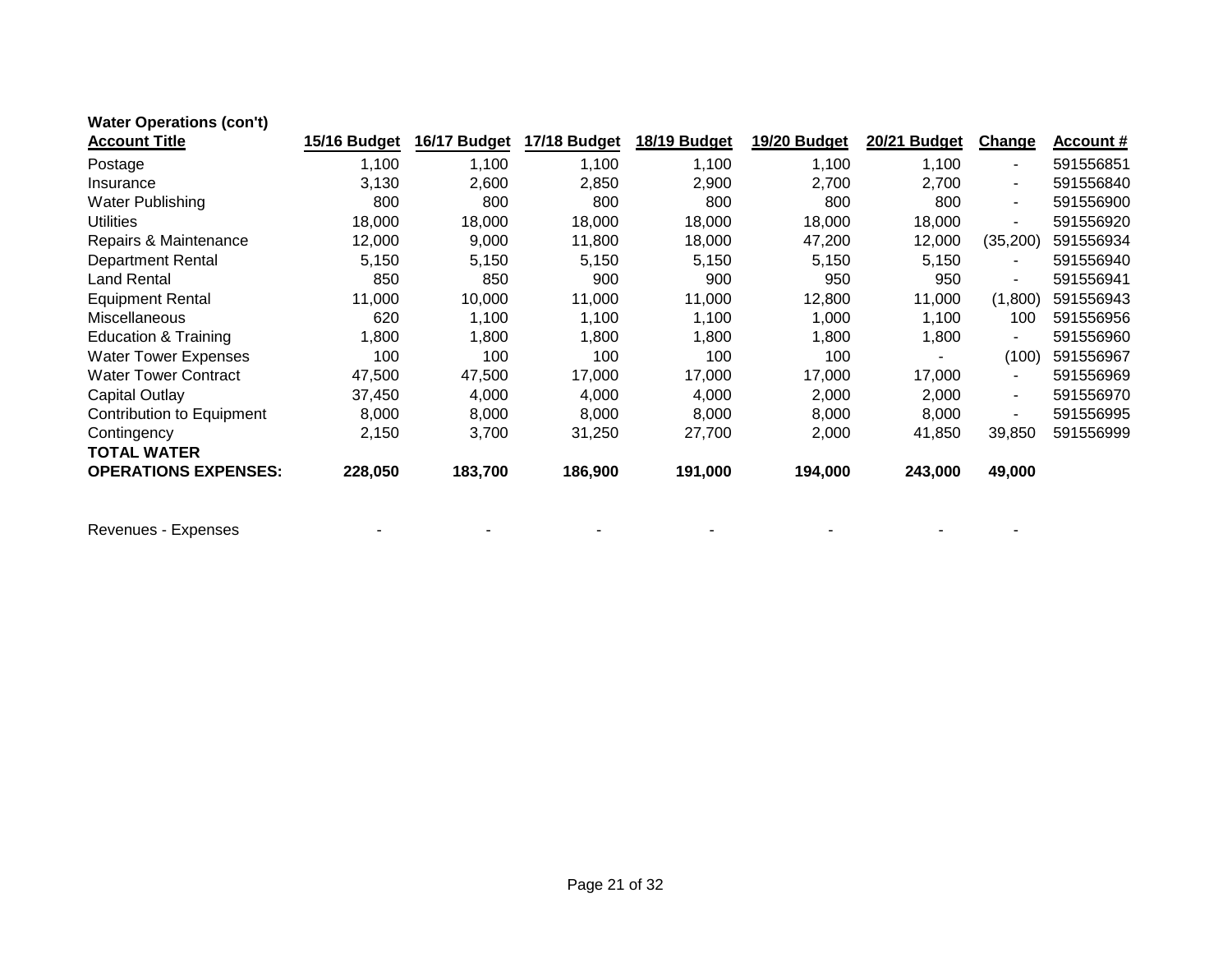**Water Operations (con't)**

| Account Title | 15/16 Budget | 16/17 Budget | 17/18 Budget | 18/19 Budget | 19/20 Budget | 20/21 Budget | Change | Account # |
|---|---|---|---|---|---|---|---|---|
| Postage | 1,100 | 1,100 | 1,100 | 1,100 | 1,100 | 1,100 | - | 591556851 |
| Insurance | 3,130 | 2,600 | 2,850 | 2,900 | 2,700 | 2,700 | - | 591556840 |
| Water Publishing | 800 | 800 | 800 | 800 | 800 | 800 | - | 591556900 |
| Utilities | 18,000 | 18,000 | 18,000 | 18,000 | 18,000 | 18,000 | - | 591556920 |
| Repairs & Maintenance | 12,000 | 9,000 | 11,800 | 18,000 | 47,200 | 12,000 | (35,200) | 591556934 |
| Department Rental | 5,150 | 5,150 | 5,150 | 5,150 | 5,150 | 5,150 | - | 591556940 |
| Land Rental | 850 | 850 | 900 | 900 | 950 | 950 | - | 591556941 |
| Equipment Rental | 11,000 | 10,000 | 11,000 | 11,000 | 12,800 | 11,000 | (1,800) | 591556943 |
| Miscellaneous | 620 | 1,100 | 1,100 | 1,100 | 1,000 | 1,100 | 100 | 591556956 |
| Education & Training | 1,800 | 1,800 | 1,800 | 1,800 | 1,800 | 1,800 | - | 591556960 |
| Water Tower Expenses | 100 | 100 | 100 | 100 | 100 | - | (100) | 591556967 |
| Water Tower Contract | 47,500 | 47,500 | 17,000 | 17,000 | 17,000 | 17,000 | - | 591556969 |
| Capital Outlay | 37,450 | 4,000 | 4,000 | 4,000 | 2,000 | 2,000 | - | 591556970 |
| Contribution to Equipment | 8,000 | 8,000 | 8,000 | 8,000 | 8,000 | 8,000 | - | 591556995 |
| Contingency | 2,150 | 3,700 | 31,250 | 27,700 | 2,000 | 41,850 | 39,850 | 591556999 |
| **TOTAL WATER OPERATIONS EXPENSES:** | **228,050** | **183,700** | **186,900** | **191,000** | **194,000** | **243,000** | **49,000** | |
| | | | | | | | | |
| Revenues - Expenses | - | - | - | - | - | - | - | |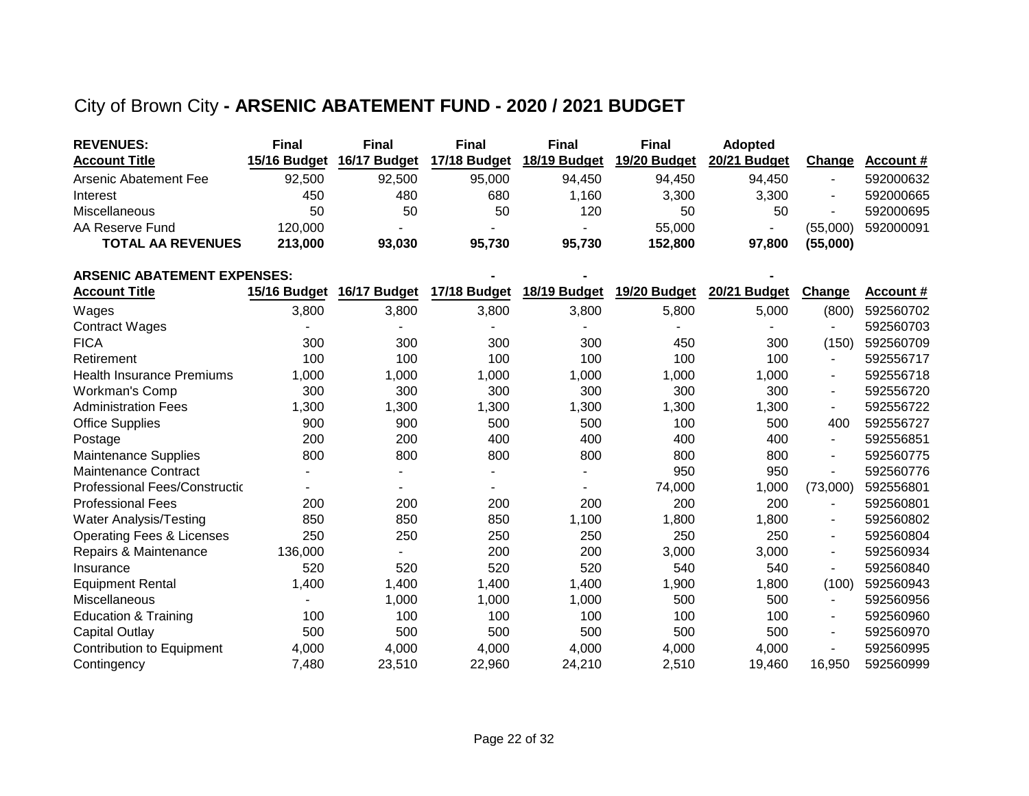# City of Brown City - ARSENIC ABATEMENT FUND - 2020 / 2021 BUDGET

| REVENUES:<br>Account Title | Final<br>15/16 Budget | Final<br>16/17 Budget | Final<br>17/18 Budget | Final<br>18/19 Budget | Final<br>19/20 Budget | Adopted<br>20/21 Budget | Change | Account # |
|---|---|---|---|---|---|---|---|---|
| Arsenic Abatement Fee | 92,500 | 92,500 | 95,000 | 94,450 | 94,450 | 94,450 | - | 592000632 |
| Interest | 450 | 480 | 680 | 1,160 | 3,300 | 3,300 | - | 592000665 |
| Miscellaneous | 50 | 50 | 50 | 120 | 50 | 50 | - | 592000695 |
| AA Reserve Fund | 120,000 | - | - | - | 55,000 | - | (55,000) | 592000091 |
| **TOTAL AA REVENUES** | **213,000** | **93,030** | **95,730** | **95,730** | **152,800** | **97,800** | **(55,000)** | |

| ARSENIC ABATEMENT EXPENSES:<br>Account Title | 15/16 Budget | 16/17 Budget | 17/18 Budget | 18/19 Budget | 19/20 Budget | 20/21 Budget | Change | Account # |
|---|---|---|---|---|---|---|---|---|
| Wages | 3,800 | 3,800 | 3,800 | 3,800 | 5,800 | 5,000 | (800) | 592560702 |
| Contract Wages | - | - | - | - | - | - | - | 592560703 |
| FICA | 300 | 300 | 300 | 300 | 450 | 300 | (150) | 592560709 |
| Retirement | 100 | 100 | 100 | 100 | 100 | 100 | - | 592556717 |
| Health Insurance Premiums | 1,000 | 1,000 | 1,000 | 1,000 | 1,000 | 1,000 | - | 592556718 |
| Workman's Comp | 300 | 300 | 300 | 300 | 300 | 300 | - | 592556720 |
| Administration Fees | 1,300 | 1,300 | 1,300 | 1,300 | 1,300 | 1,300 | - | 592556722 |
| Office Supplies | 900 | 900 | 500 | 500 | 100 | 500 | 400 | 592556727 |
| Postage | 200 | 200 | 400 | 400 | 400 | 400 | - | 592556851 |
| Maintenance Supplies | 800 | 800 | 800 | 800 | 800 | 800 | - | 592560775 |
| Maintenance Contract | - | - | - | - | 950 | 950 | - | 592560776 |
| Professional Fees/Constructic | - | - | - | - | 74,000 | 1,000 | (73,000) | 592556801 |
| Professional Fees | 200 | 200 | 200 | 200 | 200 | 200 | - | 592560801 |
| Water Analysis/Testing | 850 | 850 | 850 | 1,100 | 1,800 | 1,800 | - | 592560802 |
| Operating Fees & Licenses | 250 | 250 | 250 | 250 | 250 | 250 | - | 592560804 |
| Repairs & Maintenance | 136,000 | - | 200 | 200 | 3,000 | 3,000 | - | 592560934 |
| Insurance | 520 | 520 | 520 | 520 | 540 | 540 | - | 592560840 |
| Equipment Rental | 1,400 | 1,400 | 1,400 | 1,400 | 1,900 | 1,800 | (100) | 592560943 |
| Miscellaneous | - | 1,000 | 1,000 | 1,000 | 500 | 500 | - | 592560956 |
| Education & Training | 100 | 100 | 100 | 100 | 100 | 100 | - | 592560960 |
| Capital Outlay | 500 | 500 | 500 | 500 | 500 | 500 | - | 592560970 |
| Contribution to Equipment | 4,000 | 4,000 | 4,000 | 4,000 | 4,000 | 4,000 | - | 592560995 |
| Contingency | 7,480 | 23,510 | 22,960 | 24,210 | 2,510 | 19,460 | 16,950 | 592560999 |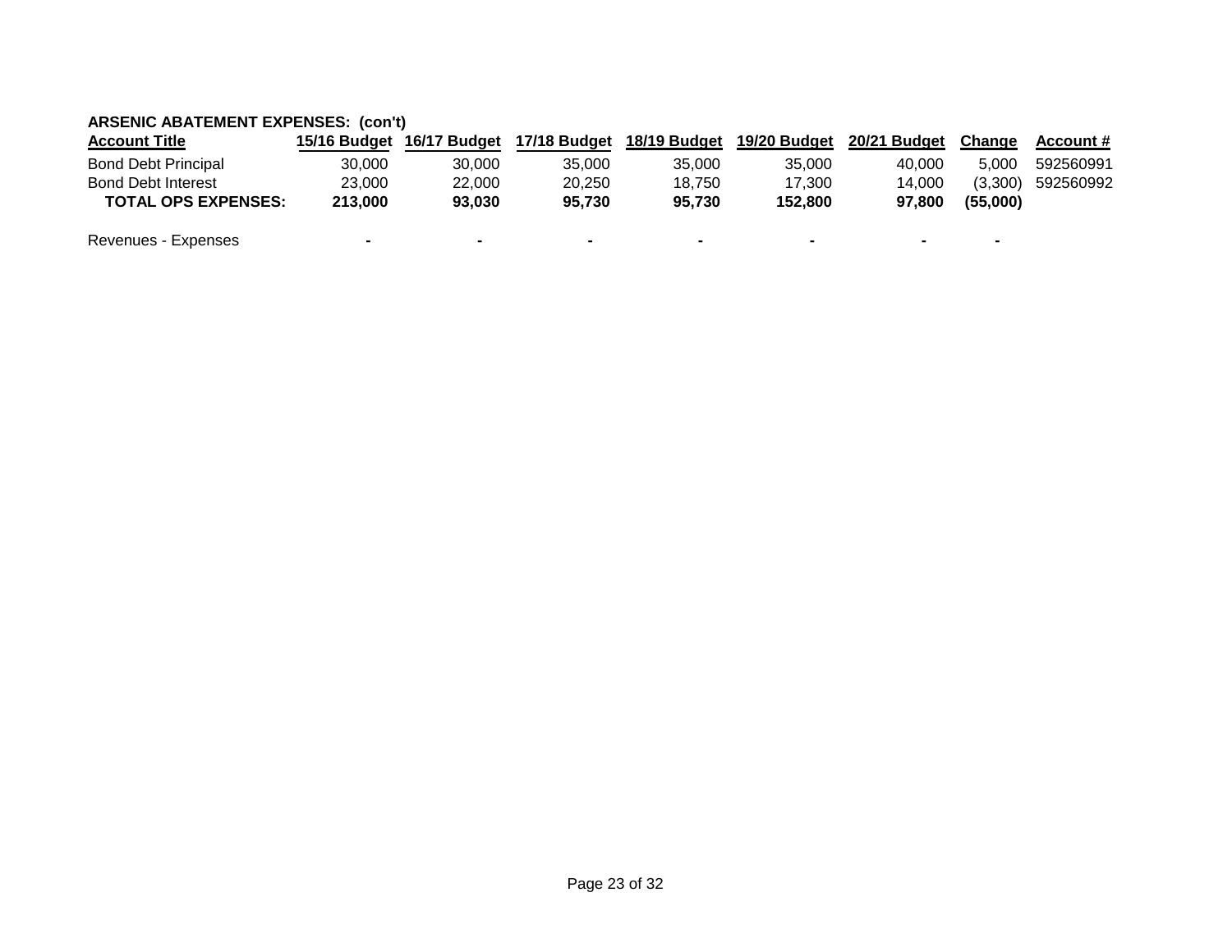**ARSENIC ABATEMENT EXPENSES: (con't)**

| Account Title | 15/16 Budget | 16/17 Budget | 17/18 Budget | 18/19 Budget | 19/20 Budget | 20/21 Budget | Change | Account # |
|---|---|---|---|---|---|---|---|---|
| Bond Debt Principal | 30,000 | 30,000 | 35,000 | 35,000 | 35,000 | 40,000 | 5,000 | 592560991 |
| Bond Debt Interest | 23,000 | 22,000 | 20,250 | 18,750 | 17,300 | 14,000 | (3,300) | 592560992 |
| **TOTAL OPS EXPENSES:** | **213,000** | **93,030** | **95,730** | **95,730** | **152,800** | **97,800** | **(55,000)** | |
| | | | | | | | | |
| Revenues - Expenses | **-** | **-** | **-** | **-** | **-** | **-** | **-** | |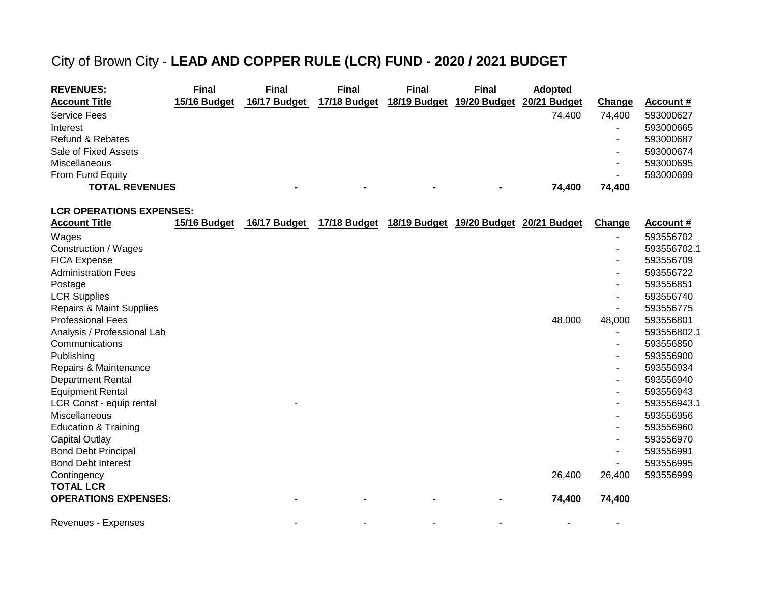# City of Brown City - **LEAD AND COPPER RULE (LCR) FUND - 2020 / 2021 BUDGET**

| **REVENUES:** | **Final** | **Final** | **Final** | **Final** | **Final** | **Adopted** | | |
|---|---|---|---|---|---|---|---|---|
| **Account Title** | **15/16 Budget** | **16/17 Budget** | **17/18 Budget** | **18/19 Budget** | **19/20 Budget** | **20/21 Budget** | **Change** | **Account #** |
| Service Fees | | | | | | 74,400 | 74,400 | 593000627 |
| Interest | | | | | | | - | 593000665 |
| Refund & Rebates | | | | | | | - | 593000687 |
| Sale of Fixed Assets | | | | | | | - | 593000674 |
| Miscellaneous | | | | | | | - | 593000695 |
| From Fund Equity | | | | | | | - | 593000699 |
| **TOTAL REVENUES** | | **-** | **-** | **-** | **-** | **74,400** | **74,400** | |

| **LCR OPERATIONS EXPENSES:** | | | | | | | | |
|---|---|---|---|---|---|---|---|---|
| **Account Title** | **15/16 Budget** | **16/17 Budget** | **17/18 Budget** | **18/19 Budget** | **19/20 Budget** | **20/21 Budget** | **Change** | **Account #** |
| Wages | | | | | | | - | 593556702 |
| Construction / Wages | | | | | | | - | 593556702.1 |
| FICA Expense | | | | | | | - | 593556709 |
| Administration Fees | | | | | | | - | 593556722 |
| Postage | | | | | | | - | 593556851 |
| LCR Supplies | | | | | | | - | 593556740 |
| Repairs & Maint Supplies | | | | | | | - | 593556775 |
| Professional Fees | | | | | | 48,000 | 48,000 | 593556801 |
| Analysis / Professional Lab | | | | | | | - | 593556802.1 |
| Communications | | | | | | | - | 593556850 |
| Publishing | | | | | | | - | 593556900 |
| Repairs & Maintenance | | | | | | | - | 593556934 |
| Department Rental | | | | | | | - | 593556940 |
| Equipment Rental | | | | | | | - | 593556943 |
| LCR Const - equip rental | | - | | | | | - | 593556943.1 |
| Miscellaneous | | | | | | | - | 593556956 |
| Education & Training | | | | | | | - | 593556960 |
| Capital Outlay | | | | | | | - | 593556970 |
| Bond Debt Principal | | | | | | | - | 593556991 |
| Bond Debt Interest | | | | | | | - | 593556995 |
| Contingency | | | | | | 26,400 | 26,400 | 593556999 |
| **TOTAL LCR OPERATIONS EXPENSES:** | | **-** | **-** | **-** | **-** | **74,400** | **74,400** | |
| Revenues - Expenses | | - | - | - | - | - | - | |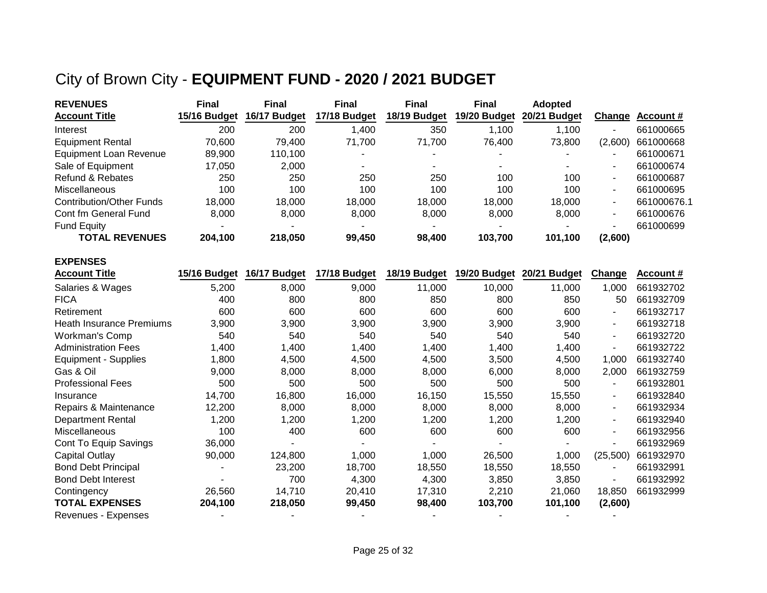# City of Brown City - **EQUIPMENT FUND - 2020 / 2021 BUDGET**

| **REVENUES** | **Final** | **Final** | **Final** | **Final** | **Final** | **Adopted** | | |
|---|---|---|---|---|---|---|---|---|
| **Account Title** | **15/16 Budget** | **16/17 Budget** | **17/18 Budget** | **18/19 Budget** | **19/20 Budget** | **20/21 Budget** | **Change** | **Account #** |
| Interest | 200 | 200 | 1,400 | 350 | 1,100 | 1,100 | - | 661000665 |
| Equipment Rental | 70,600 | 79,400 | 71,700 | 71,700 | 76,400 | 73,800 | (2,600) | 661000668 |
| Equipment Loan Revenue | 89,900 | 110,100 | - | - | - | - | - | 661000671 |
| Sale of Equipment | 17,050 | 2,000 | - | - | - | - | - | 661000674 |
| Refund & Rebates | 250 | 250 | 250 | 250 | 100 | 100 | - | 661000687 |
| Miscellaneous | 100 | 100 | 100 | 100 | 100 | 100 | - | 661000695 |
| Contribution/Other Funds | 18,000 | 18,000 | 18,000 | 18,000 | 18,000 | 18,000 | - | 661000676.1 |
| Cont fm General Fund | 8,000 | 8,000 | 8,000 | 8,000 | 8,000 | 8,000 | - | 661000676 |
| Fund Equity | - | - | - | - | - | - | - | 661000699 |
| **TOTAL REVENUES** | **204,100** | **218,050** | **99,450** | **98,400** | **103,700** | **101,100** | **(2,600)** | |

| **EXPENSES** | | | | | | | | |
|---|---|---|---|---|---|---|---|---|
| **Account Title** | **15/16 Budget** | **16/17 Budget** | **17/18 Budget** | **18/19 Budget** | **19/20 Budget** | **20/21 Budget** | **Change** | **Account #** |
| Salaries & Wages | 5,200 | 8,000 | 9,000 | 11,000 | 10,000 | 11,000 | 1,000 | 661932702 |
| FICA | 400 | 800 | 800 | 850 | 800 | 850 | 50 | 661932709 |
| Retirement | 600 | 600 | 600 | 600 | 600 | 600 | - | 661932717 |
| Heath Insurance Premiums | 3,900 | 3,900 | 3,900 | 3,900 | 3,900 | 3,900 | - | 661932718 |
| Workman's Comp | 540 | 540 | 540 | 540 | 540 | 540 | - | 661932720 |
| Administration Fees | 1,400 | 1,400 | 1,400 | 1,400 | 1,400 | 1,400 | - | 661932722 |
| Equipment - Supplies | 1,800 | 4,500 | 4,500 | 4,500 | 3,500 | 4,500 | 1,000 | 661932740 |
| Gas & Oil | 9,000 | 8,000 | 8,000 | 8,000 | 6,000 | 8,000 | 2,000 | 661932759 |
| Professional Fees | 500 | 500 | 500 | 500 | 500 | 500 | - | 661932801 |
| Insurance | 14,700 | 16,800 | 16,000 | 16,150 | 15,550 | 15,550 | - | 661932840 |
| Repairs & Maintenance | 12,200 | 8,000 | 8,000 | 8,000 | 8,000 | 8,000 | - | 661932934 |
| Department Rental | 1,200 | 1,200 | 1,200 | 1,200 | 1,200 | 1,200 | - | 661932940 |
| Miscellaneous | 100 | 400 | 600 | 600 | 600 | 600 | - | 661932956 |
| Cont To Equip Savings | 36,000 | - | - | - | - | - | - | 661932969 |
| Capital Outlay | 90,000 | 124,800 | 1,000 | 1,000 | 26,500 | 1,000 | (25,500) | 661932970 |
| Bond Debt Principal | - | 23,200 | 18,700 | 18,550 | 18,550 | 18,550 | - | 661932991 |
| Bond Debt Interest | - | 700 | 4,300 | 4,300 | 3,850 | 3,850 | - | 661932992 |
| Contingency | 26,560 | 14,710 | 20,410 | 17,310 | 2,210 | 21,060 | 18,850 | 661932999 |
| **TOTAL EXPENSES** | **204,100** | **218,050** | **99,450** | **98,400** | **103,700** | **101,100** | **(2,600)** | |
| Revenues - Expenses | - | - | - | - | - | - | - | |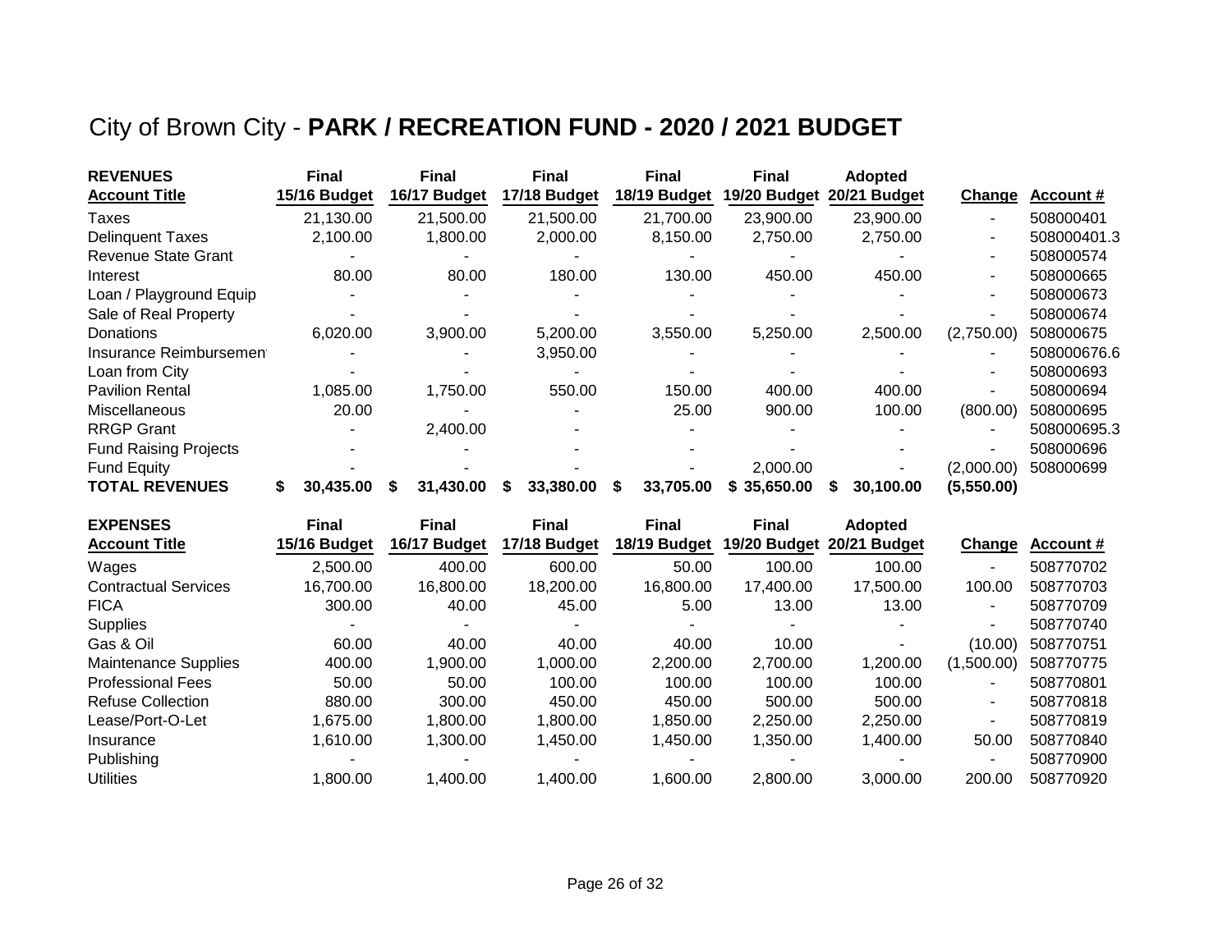# City of Brown City - **PARK / RECREATION FUND - 2020 / 2021 BUDGET**

| **REVENUES** **Account Title** | **Final 15/16 Budget** | **Final 16/17 Budget** | **Final 17/18 Budget** | **Final 18/19 Budget** | **Final 19/20 Budget** | **Adopted 20/21 Budget** | **Change** | **Account #** |
|---|---|---|---|---|---|---|---|---|
| Taxes | 21,130.00 | 21,500.00 | 21,500.00 | 21,700.00 | 23,900.00 | 23,900.00 | - | 508000401 |
| Delinquent Taxes | 2,100.00 | 1,800.00 | 2,000.00 | 8,150.00 | 2,750.00 | 2,750.00 | - | 508000401.3 |
| Revenue State Grant | - | - | - | - | - | - | - | 508000574 |
| Interest | 80.00 | 80.00 | 180.00 | 130.00 | 450.00 | 450.00 | - | 508000665 |
| Loan / Playground Equip | - | - | - | - | - | - | - | 508000673 |
| Sale of Real Property | - | - | - | - | - | - | - | 508000674 |
| Donations | 6,020.00 | 3,900.00 | 5,200.00 | 3,550.00 | 5,250.00 | 2,500.00 | (2,750.00) | 508000675 |
| Insurance Reimbursement | - | - | 3,950.00 | - | - | - | - | 508000676.6 |
| Loan from City | - | - | - | - | - | - | - | 508000693 |
| Pavilion Rental | 1,085.00 | 1,750.00 | 550.00 | 150.00 | 400.00 | 400.00 | - | 508000694 |
| Miscellaneous | 20.00 | - | - | 25.00 | 900.00 | 100.00 | (800.00) | 508000695 |
| RRGP Grant | - | 2,400.00 | - | - | - | - | - | 508000695.3 |
| Fund Raising Projects | - | - | - | - | - | - | - | 508000696 |
| Fund Equity | - | - | - | - | 2,000.00 | - | (2,000.00) | 508000699 |
| **TOTAL REVENUES** | **$ 30,435.00** | **$ 31,430.00** | **$ 33,380.00** | **$ 33,705.00** | **$ 35,650.00** | **$ 30,100.00** | **(5,550.00)** | |

| **EXPENSES** **Account Title** | **Final 15/16 Budget** | **Final 16/17 Budget** | **Final 17/18 Budget** | **Final 18/19 Budget** | **Final 19/20 Budget** | **Adopted 20/21 Budget** | **Change** | **Account #** |
|---|---|---|---|---|---|---|---|---|
| Wages | 2,500.00 | 400.00 | 600.00 | 50.00 | 100.00 | 100.00 | - | 508770702 |
| Contractual Services | 16,700.00 | 16,800.00 | 18,200.00 | 16,800.00 | 17,400.00 | 17,500.00 | 100.00 | 508770703 |
| FICA | 300.00 | 40.00 | 45.00 | 5.00 | 13.00 | 13.00 | - | 508770709 |
| Supplies | - | - | - | - | - | - | - | 508770740 |
| Gas & Oil | 60.00 | 40.00 | 40.00 | 40.00 | 10.00 | - | (10.00) | 508770751 |
| Maintenance Supplies | 400.00 | 1,900.00 | 1,000.00 | 2,200.00 | 2,700.00 | 1,200.00 | (1,500.00) | 508770775 |
| Professional Fees | 50.00 | 50.00 | 100.00 | 100.00 | 100.00 | 100.00 | - | 508770801 |
| Refuse Collection | 880.00 | 300.00 | 450.00 | 450.00 | 500.00 | 500.00 | - | 508770818 |
| Lease/Port-O-Let | 1,675.00 | 1,800.00 | 1,800.00 | 1,850.00 | 2,250.00 | 2,250.00 | - | 508770819 |
| Insurance | 1,610.00 | 1,300.00 | 1,450.00 | 1,450.00 | 1,350.00 | 1,400.00 | 50.00 | 508770840 |
| Publishing | - | - | - | - | - | - | - | 508770900 |
| Utilities | 1,800.00 | 1,400.00 | 1,400.00 | 1,600.00 | 2,800.00 | 3,000.00 | 200.00 | 508770920 |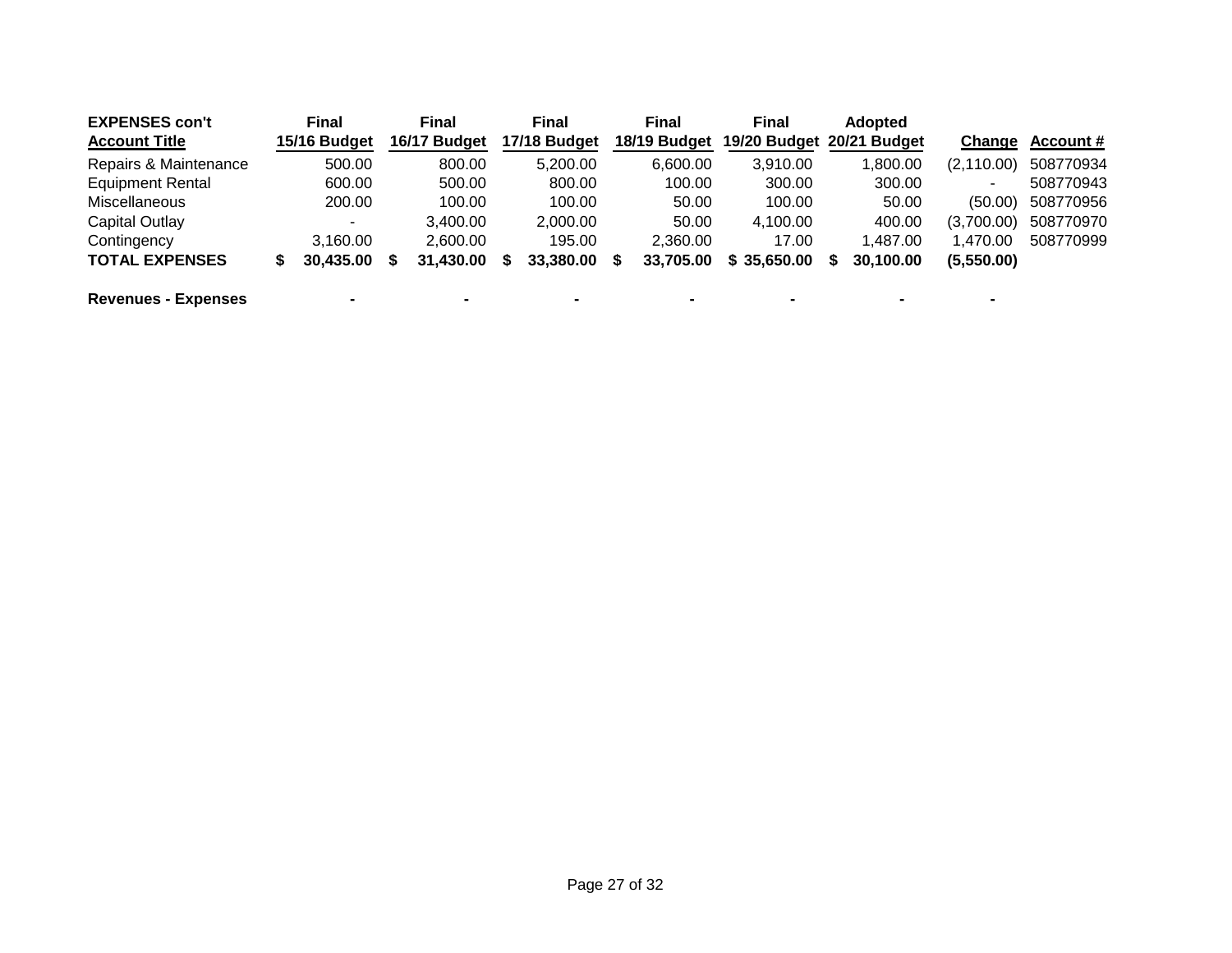| **EXPENSES con't**<br>**Account Title** | **Final**<br>**15/16 Budget** | **Final**<br>**16/17 Budget** | **Final**<br>**17/18 Budget** | **Final**<br>**18/19 Budget** | **Final**<br>**19/20 Budget** | **Adopted**<br>**20/21 Budget** | **Change** | **Account #** |
|---|---|---|---|---|---|---|---|---|
| Repairs & Maintenance | 500.00 | 800.00 | 5,200.00 | 6,600.00 | 3,910.00 | 1,800.00 | (2,110.00) | 508770934 |
| Equipment Rental | 600.00 | 500.00 | 800.00 | 100.00 | 300.00 | 300.00 | - | 508770943 |
| Miscellaneous | 200.00 | 100.00 | 100.00 | 50.00 | 100.00 | 50.00 | (50.00) | 508770956 |
| Capital Outlay | - | 3,400.00 | 2,000.00 | 50.00 | 4,100.00 | 400.00 | (3,700.00) | 508770970 |
| Contingency | 3,160.00 | 2,600.00 | 195.00 | 2,360.00 | 17.00 | 1,487.00 | 1,470.00 | 508770999 |
| **TOTAL EXPENSES** | **$ 30,435.00** | **$ 31,430.00** | **$ 33,380.00** | **$ 33,705.00** | **$ 35,650.00** | **$ 30,100.00** | **(5,550.00)** | |
| | | | | | | | | |
| **Revenues - Expenses** | **-** | **-** | **-** | **-** | **-** | **-** | **-** | |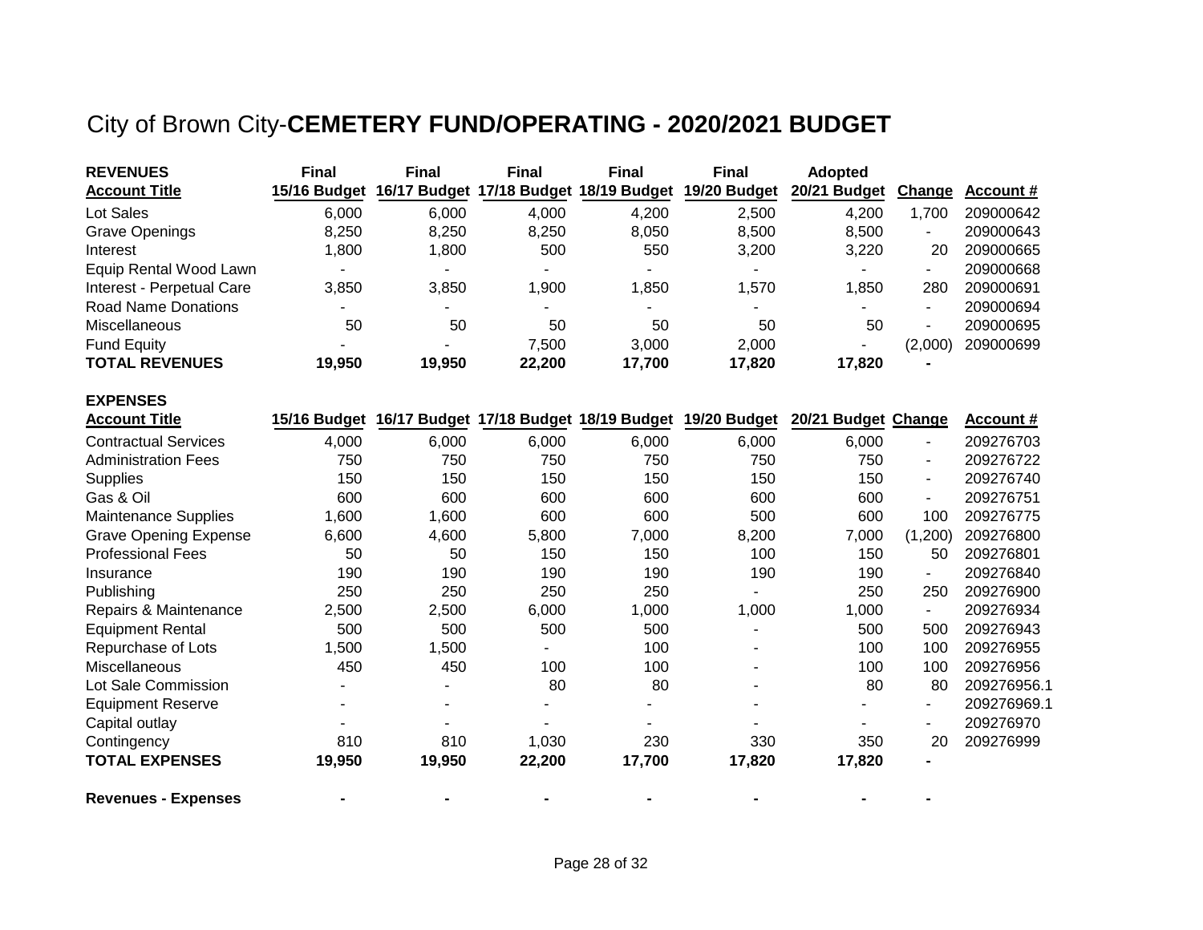# City of Brown City-**CEMETERY FUND/OPERATING - 2020/2021 BUDGET**

| **REVENUES** | **Final** | **Final** | **Final** | **Final** | **Final** | **Adopted** | | |
|---|---|---|---|---|---|---|---|---|
| **Account Title** | **15/16 Budget** | **16/17 Budget** | **17/18 Budget** | **18/19 Budget** | **19/20 Budget** | **20/21 Budget** | **Change** | **Account #** |
| Lot Sales | 6,000 | 6,000 | 4,000 | 4,200 | 2,500 | 4,200 | 1,700 | 209000642 |
| Grave Openings | 8,250 | 8,250 | 8,250 | 8,050 | 8,500 | 8,500 | - | 209000643 |
| Interest | 1,800 | 1,800 | 500 | 550 | 3,200 | 3,220 | 20 | 209000665 |
| Equip Rental Wood Lawn | - | - | - | - | - | - | - | 209000668 |
| Interest - Perpetual Care | 3,850 | 3,850 | 1,900 | 1,850 | 1,570 | 1,850 | 280 | 209000691 |
| Road Name Donations | - | - | - | - | - | - | - | 209000694 |
| Miscellaneous | 50 | 50 | 50 | 50 | 50 | 50 | - | 209000695 |
| Fund Equity | - | - | 7,500 | 3,000 | 2,000 | - | (2,000) | 209000699 |
| **TOTAL REVENUES** | **19,950** | **19,950** | **22,200** | **17,700** | **17,820** | **17,820** | **-** | |

| **EXPENSES** | | | | | | | | |
|---|---|---|---|---|---|---|---|---|
| **Account Title** | **15/16 Budget** | **16/17 Budget** | **17/18 Budget** | **18/19 Budget** | **19/20 Budget** | **20/21 Budget** | **Change** | **Account #** |
| Contractual Services | 4,000 | 6,000 | 6,000 | 6,000 | 6,000 | 6,000 | - | 209276703 |
| Administration Fees | 750 | 750 | 750 | 750 | 750 | 750 | - | 209276722 |
| Supplies | 150 | 150 | 150 | 150 | 150 | 150 | - | 209276740 |
| Gas & Oil | 600 | 600 | 600 | 600 | 600 | 600 | - | 209276751 |
| Maintenance Supplies | 1,600 | 1,600 | 600 | 600 | 500 | 600 | 100 | 209276775 |
| Grave Opening Expense | 6,600 | 4,600 | 5,800 | 7,000 | 8,200 | 7,000 | (1,200) | 209276800 |
| Professional Fees | 50 | 50 | 150 | 150 | 100 | 150 | 50 | 209276801 |
| Insurance | 190 | 190 | 190 | 190 | 190 | 190 | - | 209276840 |
| Publishing | 250 | 250 | 250 | 250 | - | 250 | 250 | 209276900 |
| Repairs & Maintenance | 2,500 | 2,500 | 6,000 | 1,000 | 1,000 | 1,000 | - | 209276934 |
| Equipment Rental | 500 | 500 | 500 | 500 | - | 500 | 500 | 209276943 |
| Repurchase of Lots | 1,500 | 1,500 | - | 100 | - | 100 | 100 | 209276955 |
| Miscellaneous | 450 | 450 | 100 | 100 | - | 100 | 100 | 209276956 |
| Lot Sale Commission | - | - | 80 | 80 | - | 80 | 80 | 209276956.1 |
| Equipment Reserve | - | - | - | - | - | - | - | 209276969.1 |
| Capital outlay | - | - | - | - | - | - | - | 209276970 |
| Contingency | 810 | 810 | 1,030 | 230 | 330 | 350 | 20 | 209276999 |
| **TOTAL EXPENSES** | **19,950** | **19,950** | **22,200** | **17,700** | **17,820** | **17,820** | **-** | |
| | | | | | | | | |
| **Revenues - Expenses** | **-** | **-** | **-** | **-** | **-** | **-** | **-** | |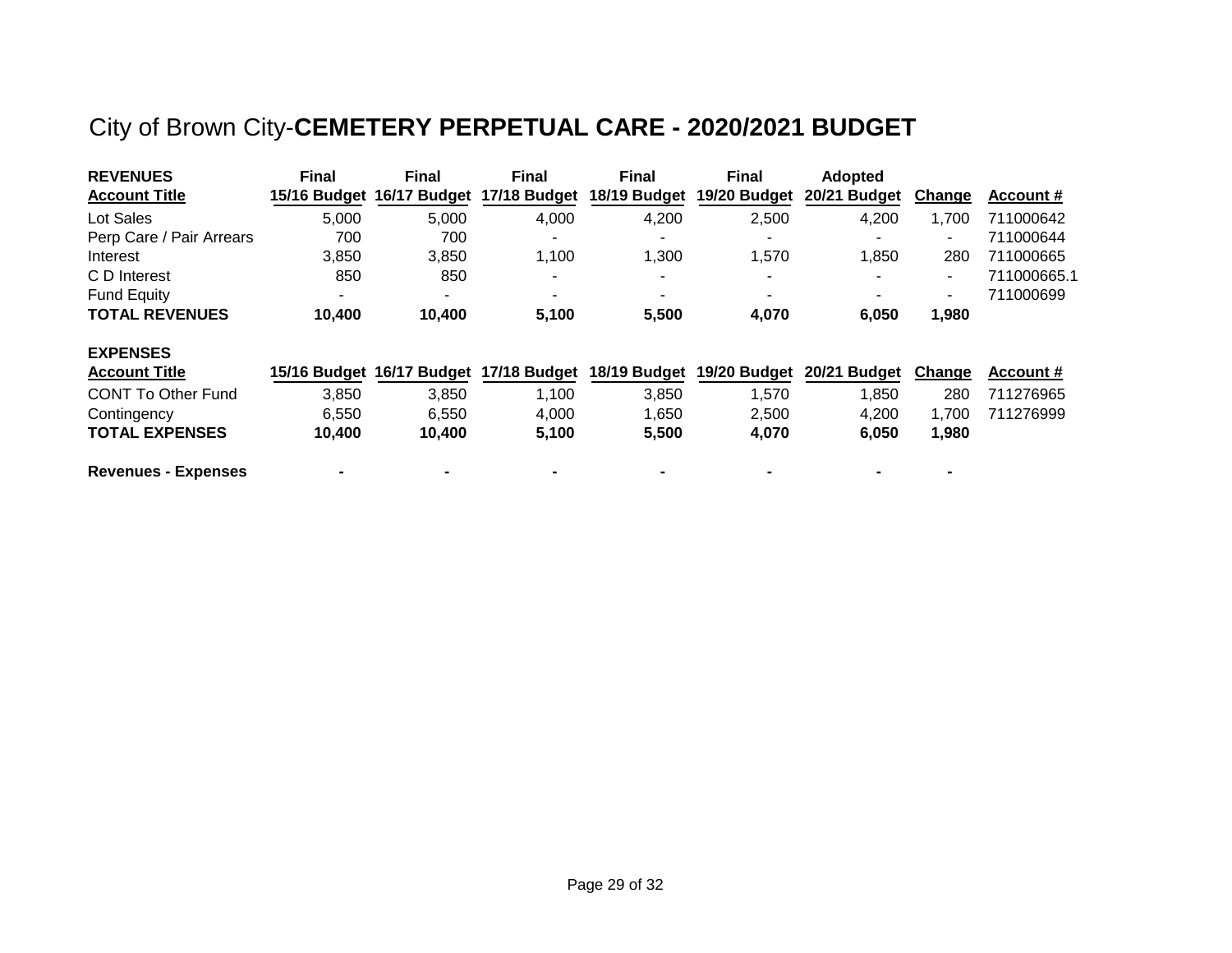# City of Brown City-**CEMETERY PERPETUAL CARE - 2020/2021 BUDGET**

| **REVENUES**<br>**Account Title** | **Final**<br>**15/16 Budget** | **Final**<br>**16/17 Budget** | **Final**<br>**17/18 Budget** | **Final**<br>**18/19 Budget** | **Final**<br>**19/20 Budget** | **Adopted**<br>**20/21 Budget** | **Change** | **Account #** |
|---|---|---|---|---|---|---|---|---|
| Lot Sales | 5,000 | 5,000 | 4,000 | 4,200 | 2,500 | 4,200 | 1,700 | 711000642 |
| Perp Care / Pair Arrears | 700 | 700 | - | - | - | - | - | 711000644 |
| Interest | 3,850 | 3,850 | 1,100 | 1,300 | 1,570 | 1,850 | 280 | 711000665 |
| C D Interest | 850 | 850 | - | - | - | - | - | 711000665.1 |
| Fund Equity | - | - | - | - | - | - | - | 711000699 |
| **TOTAL REVENUES** | **10,400** | **10,400** | **5,100** | **5,500** | **4,070** | **6,050** | **1,980** | |

| **EXPENSES**<br>**Account Title** | **15/16 Budget** | **16/17 Budget** | **17/18 Budget** | **18/19 Budget** | **19/20 Budget** | **20/21 Budget** | **Change** | **Account #** |
|---|---|---|---|---|---|---|---|---|
| CONT To Other Fund | 3,850 | 3,850 | 1,100 | 3,850 | 1,570 | 1,850 | 280 | 711276965 |
| Contingency | 6,550 | 6,550 | 4,000 | 1,650 | 2,500 | 4,200 | 1,700 | 711276999 |
| **TOTAL EXPENSES** | **10,400** | **10,400** | **5,100** | **5,500** | **4,070** | **6,050** | **1,980** | |
| | | | | | | | | |
| **Revenues - Expenses** | **-** | **-** | **-** | **-** | **-** | **-** | **-** | |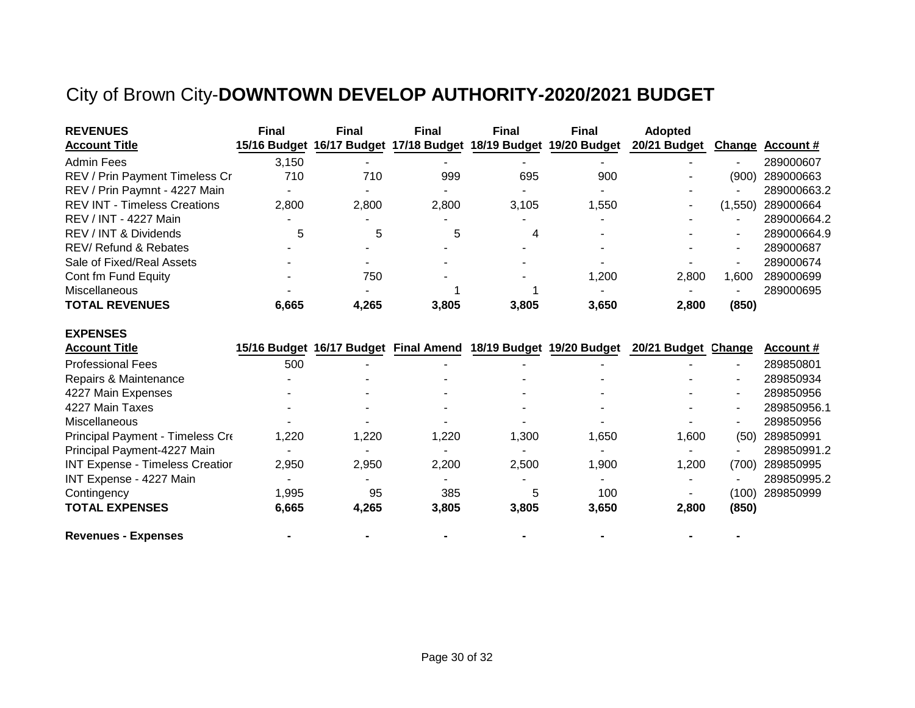# City of Brown City-**DOWNTOWN DEVELOP AUTHORITY-2020/2021 BUDGET**

| **REVENUES** <br> **Account Title** | **Final** <br> **15/16 Budget** | **Final** <br> **16/17 Budget** | **Final** <br> **17/18 Budget** | **Final** <br> **18/19 Budget** | **Final** <br> **19/20 Budget** | **Adopted** <br> **20/21 Budget** | **Change** | **Account #** |
|---|---|---|---|---|---|---|---|---|
| Admin Fees | 3,150 | - | - | - | - | - | - | 289000607 |
| REV / Prin Payment Timeless Cr | 710 | 710 | 999 | 695 | 900 | - | (900) | 289000663 |
| REV / Prin Paymnt - 4227 Main | - | - | - | - | - | - | - | 289000663.2 |
| REV INT - Timeless Creations | 2,800 | 2,800 | 2,800 | 3,105 | 1,550 | - | (1,550) | 289000664 |
| REV / INT - 4227 Main | - | - | - | - | - | - | - | 289000664.2 |
| REV / INT & Dividends | 5 | 5 | 5 | 4 | - | - | - | 289000664.9 |
| REV/ Refund & Rebates | - | - | - | - | - | - | - | 289000687 |
| Sale of Fixed/Real Assets | - | - | - | - | - | - | - | 289000674 |
| Cont fm Fund Equity | - | 750 | - | - | 1,200 | 2,800 | 1,600 | 289000699 |
| Miscellaneous | - | - | 1 | 1 | - | - | - | 289000695 |
| **TOTAL REVENUES** | **6,665** | **4,265** | **3,805** | **3,805** | **3,650** | **2,800** | **(850)** | |

| **EXPENSES** <br> **Account Title** | **15/16 Budget** | **16/17 Budget** | **Final Amend** | **18/19 Budget** | **19/20 Budget** | **20/21 Budget** | **Change** | **Account #** |
|---|---|---|---|---|---|---|---|---|
| Professional Fees | 500 | - | - | - | - | - | - | 289850801 |
| Repairs & Maintenance | - | - | - | - | - | - | - | 289850934 |
| 4227 Main Expenses | - | - | - | - | - | - | - | 289850956 |
| 4227 Main Taxes | - | - | - | - | - | - | - | 289850956.1 |
| Miscellaneous | - | - | - | - | - | - | - | 289850956 |
| Principal Payment - Timeless Cre | 1,220 | 1,220 | 1,220 | 1,300 | 1,650 | 1,600 | (50) | 289850991 |
| Principal Payment-4227 Main | - | - | - | - | - | - | - | 289850991.2 |
| INT Expense - Timeless Creation | 2,950 | 2,950 | 2,200 | 2,500 | 1,900 | 1,200 | (700) | 289850995 |
| INT Expense - 4227 Main | - | - | - | - | - | - | - | 289850995.2 |
| Contingency | 1,995 | 95 | 385 | 5 | 100 | - | (100) | 289850999 |
| **TOTAL EXPENSES** | **6,665** | **4,265** | **3,805** | **3,805** | **3,650** | **2,800** | **(850)** | |
| | | | | | | | | |
| **Revenues - Expenses** | **-** | **-** | **-** | **-** | **-** | **-** | **-** | |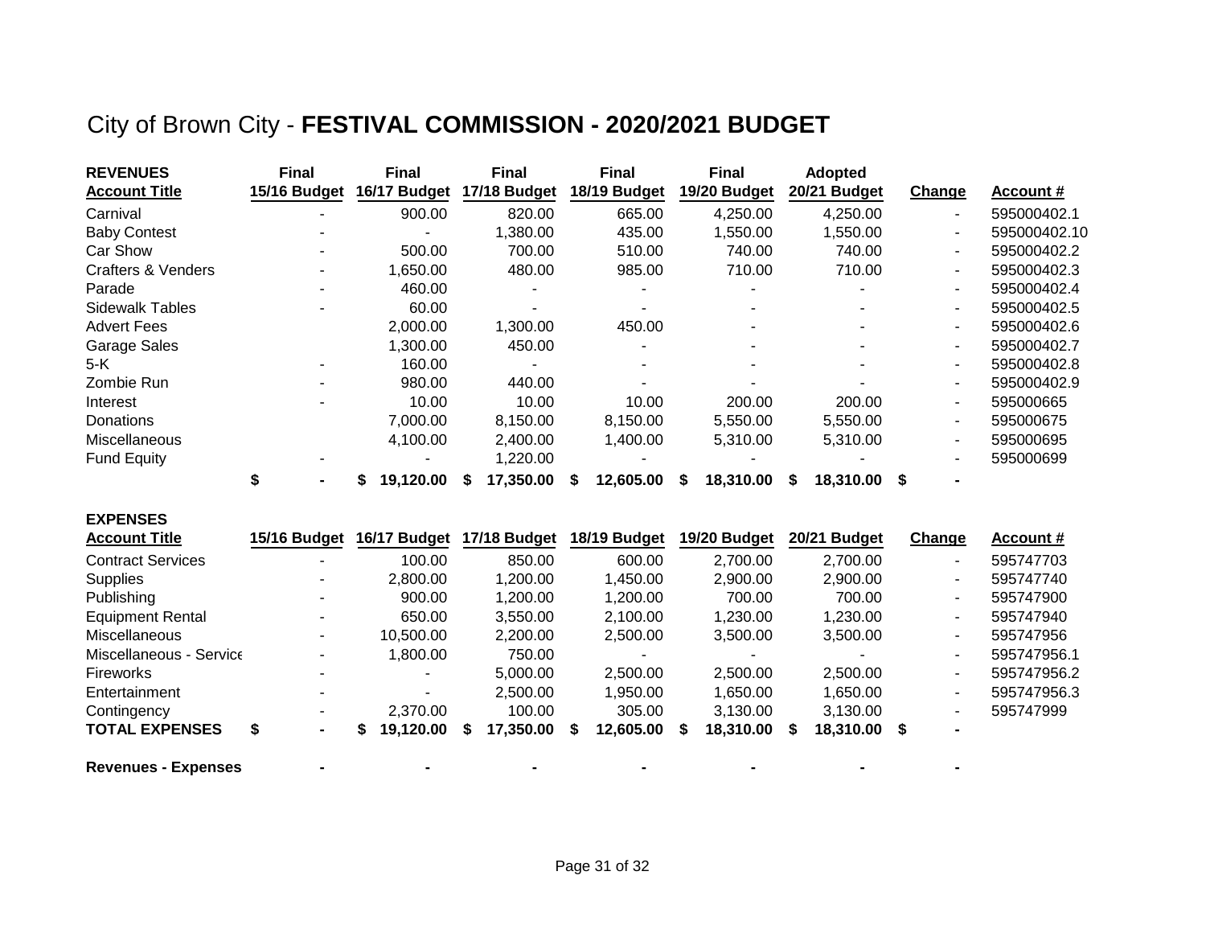# City of Brown City - **FESTIVAL COMMISSION - 2020/2021 BUDGET**

| **REVENUES**<br>**Account Title** | **Final**<br>**15/16 Budget** | **Final**<br>**16/17 Budget** | **Final**<br>**17/18 Budget** | **Final**<br>**18/19 Budget** | **Final**<br>**19/20 Budget** | **Adopted**<br>**20/21 Budget** | **Change** | **Account #** |
|---|---|---|---|---|---|---|---|---|
| Carnival | - | 900.00 | 820.00 | 665.00 | 4,250.00 | 4,250.00 | - | 595000402.1 |
| Baby Contest | - | - | 1,380.00 | 435.00 | 1,550.00 | 1,550.00 | - | 595000402.10 |
| Car Show | - | 500.00 | 700.00 | 510.00 | 740.00 | 740.00 | - | 595000402.2 |
| Crafters & Venders | - | 1,650.00 | 480.00 | 985.00 | 710.00 | 710.00 | - | 595000402.3 |
| Parade | - | 460.00 | - | - | - | - | - | 595000402.4 |
| Sidewalk Tables | - | 60.00 | - | - | - | - | - | 595000402.5 |
| Advert Fees | | 2,000.00 | 1,300.00 | 450.00 | - | - | - | 595000402.6 |
| Garage Sales | | 1,300.00 | 450.00 | - | - | - | - | 595000402.7 |
| 5-K | - | 160.00 | - | - | - | - | - | 595000402.8 |
| Zombie Run | - | 980.00 | 440.00 | - | - | - | - | 595000402.9 |
| Interest | - | 10.00 | 10.00 | 10.00 | 200.00 | 200.00 | - | 595000665 |
| Donations | | 7,000.00 | 8,150.00 | 8,150.00 | 5,550.00 | 5,550.00 | - | 595000675 |
| Miscellaneous | | 4,100.00 | 2,400.00 | 1,400.00 | 5,310.00 | 5,310.00 | - | 595000695 |
| Fund Equity | - | - | 1,220.00 | - | - | - | - | 595000699 |
| | **$ -** | **$ 19,120.00** | **$ 17,350.00** | **$ 12,605.00** | **$ 18,310.00** | **$ 18,310.00** | **$ -** | |

| **EXPENSES**<br>**Account Title** | **15/16 Budget** | **16/17 Budget** | **17/18 Budget** | **18/19 Budget** | **19/20 Budget** | **20/21 Budget** | **Change** | **Account #** |
|---|---|---|---|---|---|---|---|---|
| Contract Services | - | 100.00 | 850.00 | 600.00 | 2,700.00 | 2,700.00 | - | 595747703 |
| Supplies | - | 2,800.00 | 1,200.00 | 1,450.00 | 2,900.00 | 2,900.00 | - | 595747740 |
| Publishing | - | 900.00 | 1,200.00 | 1,200.00 | 700.00 | 700.00 | - | 595747900 |
| Equipment Rental | - | 650.00 | 3,550.00 | 2,100.00 | 1,230.00 | 1,230.00 | - | 595747940 |
| Miscellaneous | - | 10,500.00 | 2,200.00 | 2,500.00 | 3,500.00 | 3,500.00 | - | 595747956 |
| Miscellaneous - Service | - | 1,800.00 | 750.00 | - | - | - | - | 595747956.1 |
| Fireworks | - | - | 5,000.00 | 2,500.00 | 2,500.00 | 2,500.00 | - | 595747956.2 |
| Entertainment | - | - | 2,500.00 | 1,950.00 | 1,650.00 | 1,650.00 | - | 595747956.3 |
| Contingency | - | 2,370.00 | 100.00 | 305.00 | 3,130.00 | 3,130.00 | - | 595747999 |
| **TOTAL EXPENSES** | **$ -** | **$ 19,120.00** | **$ 17,350.00** | **$ 12,605.00** | **$ 18,310.00** | **$ 18,310.00** | **$ -** | |
| | | | | | | | | |
| **Revenues - Expenses** | **-** | **-** | **-** | **-** | **-** | **-** | **-** | |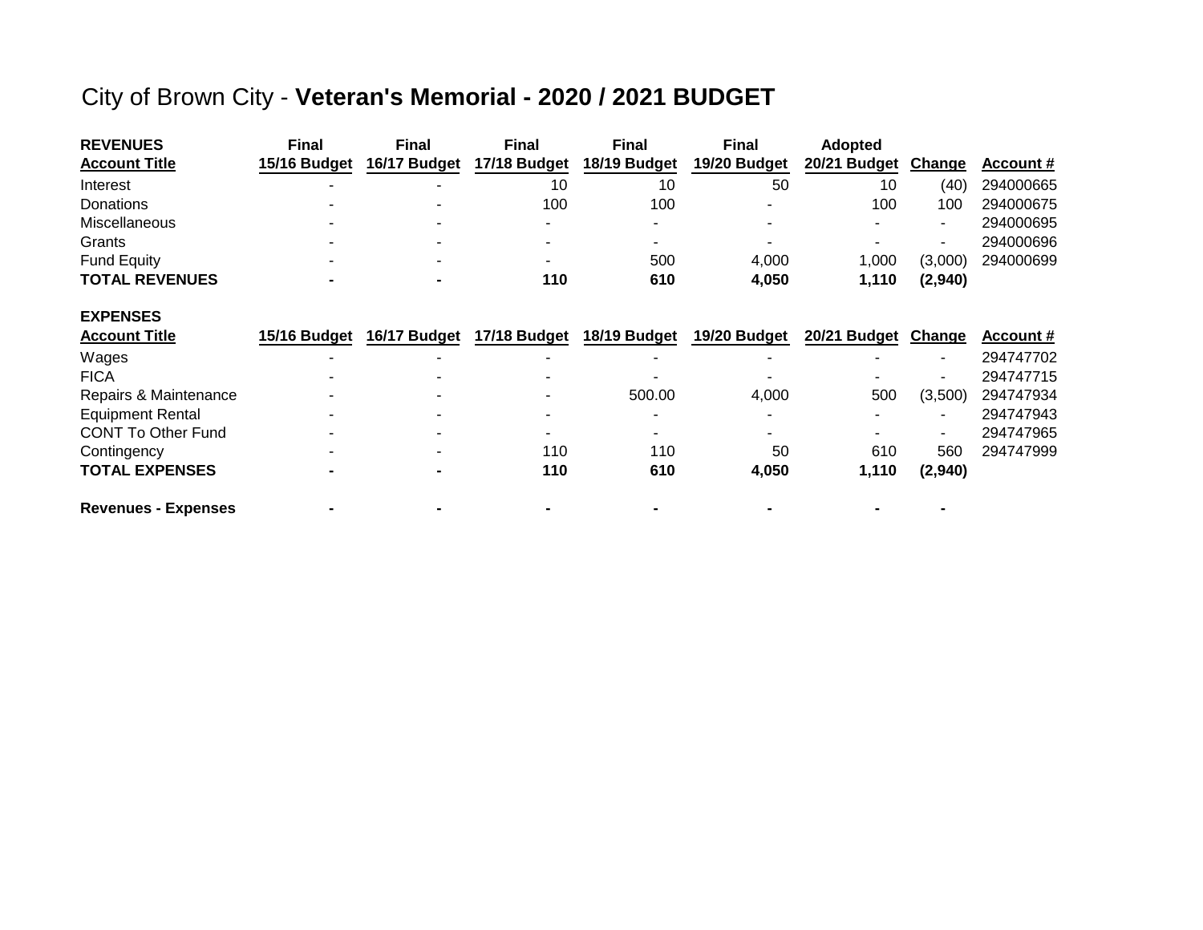# City of Brown City - **Veteran's Memorial - 2020 / 2021 BUDGET**

| **REVENUES** **Account Title** | **Final 15/16 Budget** | **Final 16/17 Budget** | **Final 17/18 Budget** | **Final 18/19 Budget** | **Final 19/20 Budget** | **Adopted 20/21 Budget** | **Change** | **Account #** |
|---|---|---|---|---|---|---|---|---|
| Interest | - | - | 10 | 10 | 50 | 10 | (40) | 294000665 |
| Donations | - | - | 100 | 100 | - | 100 | 100 | 294000675 |
| Miscellaneous | - | - | - | - | - | - | - | 294000695 |
| Grants | - | - | - | - | - | - | - | 294000696 |
| Fund Equity | - | - | - | 500 | 4,000 | 1,000 | (3,000) | 294000699 |
| **TOTAL REVENUES** | **-** | **-** | **110** | **610** | **4,050** | **1,110** | **(2,940)** | |

| **EXPENSES** **Account Title** | **15/16 Budget** | **16/17 Budget** | **17/18 Budget** | **18/19 Budget** | **19/20 Budget** | **20/21 Budget** | **Change** | **Account #** |
|---|---|---|---|---|---|---|---|---|
| Wages | - | - | - | - | - | - | - | 294747702 |
| FICA | - | - | - | - | - | - | - | 294747715 |
| Repairs & Maintenance | - | - | - | 500.00 | 4,000 | 500 | (3,500) | 294747934 |
| Equipment Rental | - | - | - | - | - | - | - | 294747943 |
| CONT To Other Fund | - | - | - | - | - | - | - | 294747965 |
| Contingency | - | - | 110 | 110 | 50 | 610 | 560 | 294747999 |
| **TOTAL EXPENSES** | **-** | **-** | **110** | **610** | **4,050** | **1,110** | **(2,940)** | |
| | | | | | | | | |
| **Revenues - Expenses** | **-** | **-** | **-** | **-** | **-** | **-** | **-** | |